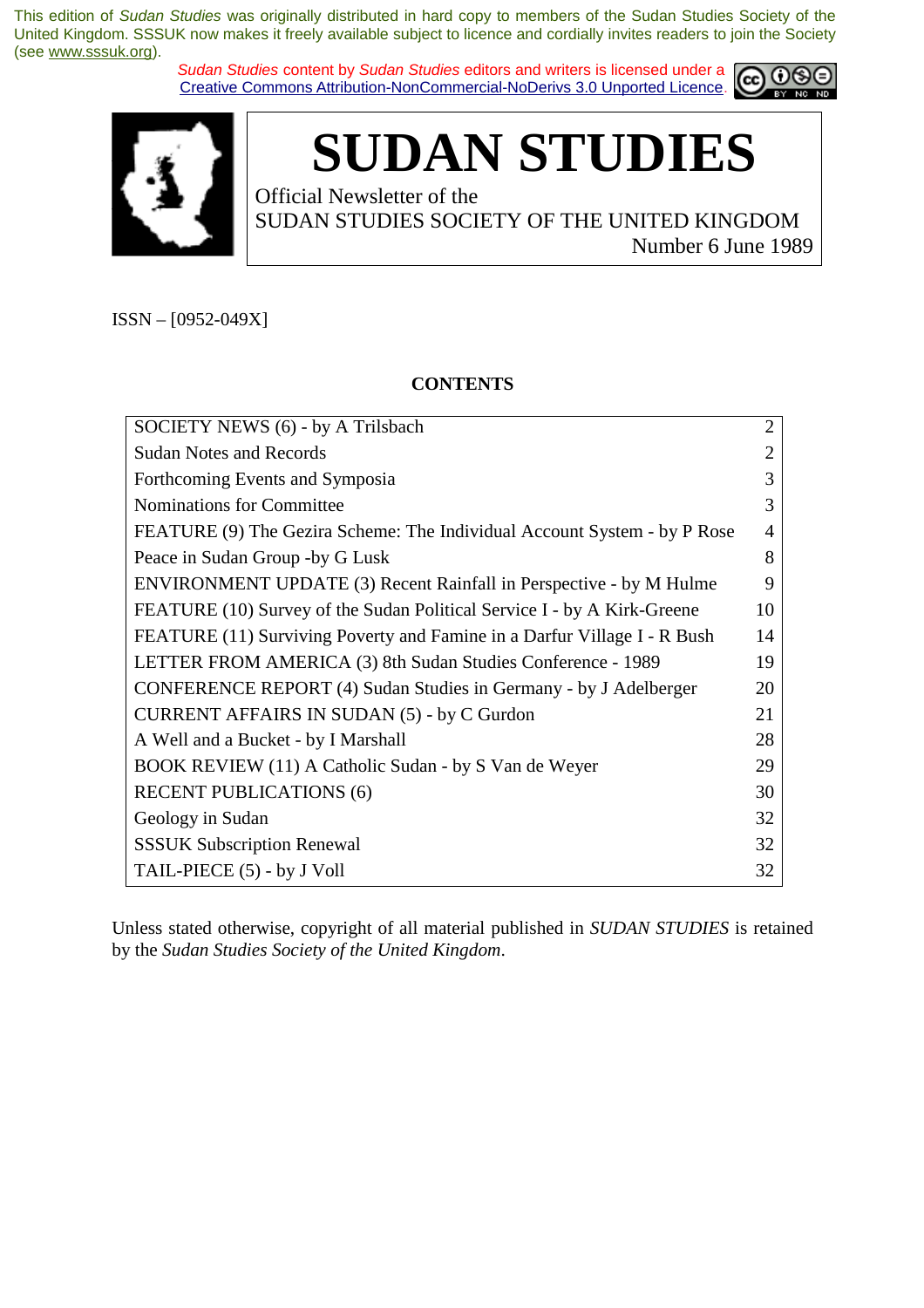This edition of *Sudan Studies* was originally distributed in hard copy to members of the Sudan Studies Society of the United Kingdom. SSSUK now makes it freely available subject to licence and cordially invites readers to join the Society (see www.sssuk.org).

*Sudan Studies* content by *Sudan Studies* editors and writers is licensed under a Creative Commons Attribution-NonCommercial-NoDerivs 3.0 Unported Licence.

# SUDAN STUDIES

Official Newsletter of the
SUDAN STUDIES SOCIETY OF THE UNITED KINGDOM
Number 6 June 1989

ISSN – [0952-049X]

**CONTENTS**

| | |
|---|---|
| SOCIETY NEWS (6) - by A Trilsbach | 2 |
| Sudan Notes and Records | 2 |
| Forthcoming Events and Symposia | 3 |
| Nominations for Committee | 3 |
| FEATURE (9) The Gezira Scheme: The Individual Account System - by P Rose | 4 |
| Peace in Sudan Group -by G Lusk | 8 |
| ENVIRONMENT UPDATE (3) Recent Rainfall in Perspective - by M Hulme | 9 |
| FEATURE (10) Survey of the Sudan Political Service I - by A Kirk-Greene | 10 |
| FEATURE (11) Surviving Poverty and Famine in a Darfur Village I - R Bush | 14 |
| LETTER FROM AMERICA (3) 8th Sudan Studies Conference - 1989 | 19 |
| CONFERENCE REPORT (4) Sudan Studies in Germany - by J Adelberger | 20 |
| CURRENT AFFAIRS IN SUDAN (5) - by C Gurdon | 21 |
| A Well and a Bucket - by I Marshall | 28 |
| BOOK REVIEW (11) A Catholic Sudan - by S Van de Weyer | 29 |
| RECENT PUBLICATIONS (6) | 30 |
| Geology in Sudan | 32 |
| SSSUK Subscription Renewal | 32 |
| TAIL-PIECE (5) - by J Voll | 32 |

Unless stated otherwise, copyright of all material published in *SUDAN STUDIES* is retained by the *Sudan Studies Society of the United Kingdom*.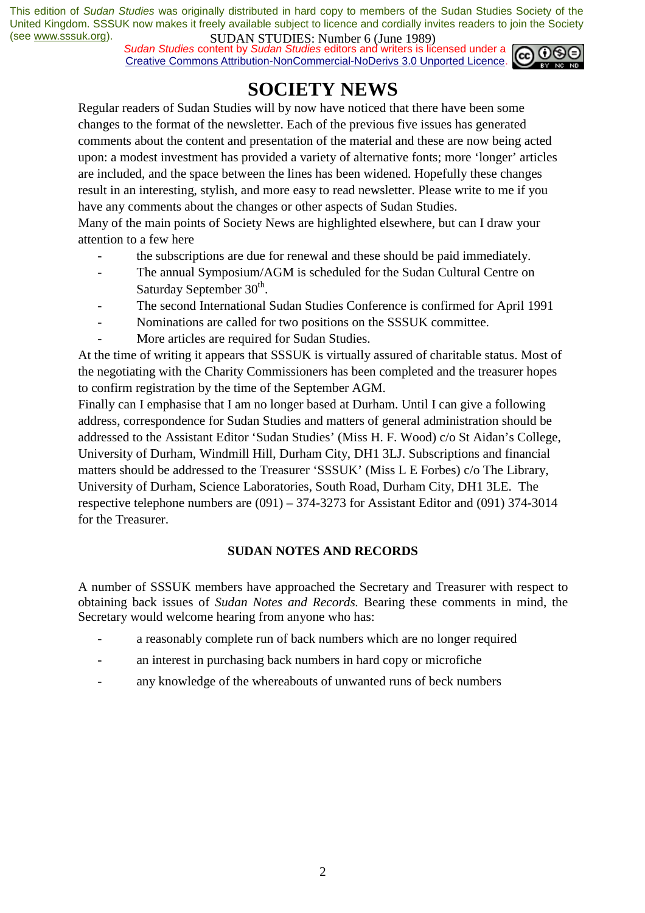# SOCIETY NEWS

Regular readers of Sudan Studies will by now have noticed that there have been some changes to the format of the newsletter. Each of the previous five issues has generated comments about the content and presentation of the material and these are now being acted upon: a modest investment has provided a variety of alternative fonts; more 'longer' articles are included, and the space between the lines has been widened. Hopefully these changes result in an interesting, stylish, and more easy to read newsletter. Please write to me if you have any comments about the changes or other aspects of Sudan Studies.

Many of the main points of Society News are highlighted elsewhere, but can I draw your attention to a few here

- the subscriptions are due for renewal and these should be paid immediately.
- The annual Symposium/AGM is scheduled for the Sudan Cultural Centre on Saturday September 30th.
- The second International Sudan Studies Conference is confirmed for April 1991
- Nominations are called for two positions on the SSSUK committee.
- More articles are required for Sudan Studies.

At the time of writing it appears that SSSUK is virtually assured of charitable status. Most of the negotiating with the Charity Commissioners has been completed and the treasurer hopes to confirm registration by the time of the September AGM.

Finally can I emphasise that I am no longer based at Durham. Until I can give a following address, correspondence for Sudan Studies and matters of general administration should be addressed to the Assistant Editor 'Sudan Studies' (Miss H. F. Wood) c/o St Aidan's College, University of Durham, Windmill Hill, Durham City, DH1 3LJ. Subscriptions and financial matters should be addressed to the Treasurer 'SSSUK' (Miss L E Forbes) c/o The Library, University of Durham, Science Laboratories, South Road, Durham City, DH1 3LE. The respective telephone numbers are (091) – 374-3273 for Assistant Editor and (091) 374-3014 for the Treasurer.

### SUDAN NOTES AND RECORDS

A number of SSSUK members have approached the Secretary and Treasurer with respect to obtaining back issues of *Sudan Notes and Records.* Bearing these comments in mind, the Secretary would welcome hearing from anyone who has:

- a reasonably complete run of back numbers which are no longer required
- an interest in purchasing back numbers in hard copy or microfiche
- any knowledge of the whereabouts of unwanted runs of beck numbers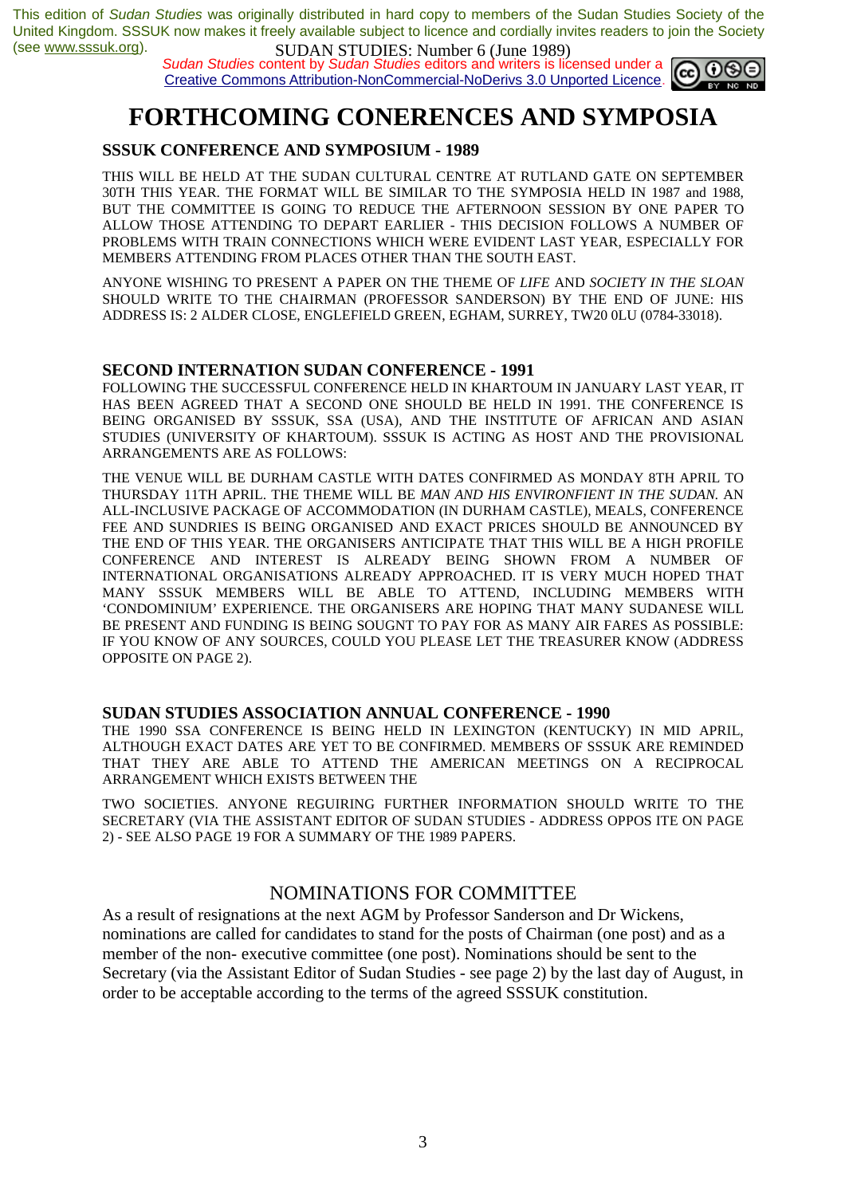# FORTHCOMING CONERENCES AND SYMPOSIA

## SSSUK CONFERENCE AND SYMPOSIUM - 1989

THIS WILL BE HELD AT THE SUDAN CULTURAL CENTRE AT RUTLAND GATE ON SEPTEMBER 30TH THIS YEAR. THE FORMAT WILL BE SIMILAR TO THE SYMPOSIA HELD IN 1987 and 1988, BUT THE COMMITTEE IS GOING TO REDUCE THE AFTERNOON SESSION BY ONE PAPER TO ALLOW THOSE ATTENDING TO DEPART EARLIER - THIS DECISION FOLLOWS A NUMBER OF PROBLEMS WITH TRAIN CONNECTIONS WHICH WERE EVIDENT LAST YEAR, ESPECIALLY FOR MEMBERS ATTENDING FROM PLACES OTHER THAN THE SOUTH EAST.

ANYONE WISHING TO PRESENT A PAPER ON THE THEME OF *LIFE* AND *SOCIETY IN THE SLOAN* SHOULD WRITE TO THE CHAIRMAN (PROFESSOR SANDERSON) BY THE END OF JUNE: HIS ADDRESS IS: 2 ALDER CLOSE, ENGLEFIELD GREEN, EGHAM, SURREY, TW20 0LU (0784-33018).

## SECOND INTERNATION SUDAN CONFERENCE - 1991

FOLLOWING THE SUCCESSFUL CONFERENCE HELD IN KHARTOUM IN JANUARY LAST YEAR, IT HAS BEEN AGREED THAT A SECOND ONE SHOULD BE HELD IN 1991. THE CONFERENCE IS BEING ORGANISED BY SSSUK, SSA (USA), AND THE INSTITUTE OF AFRICAN AND ASIAN STUDIES (UNIVERSITY OF KHARTOUM). SSSUK IS ACTING AS HOST AND THE PROVISIONAL ARRANGEMENTS ARE AS FOLLOWS:

THE VENUE WILL BE DURHAM CASTLE WITH DATES CONFIRMED AS MONDAY 8TH APRIL TO THURSDAY 11TH APRIL. THE THEME WILL BE *MAN AND HIS ENVIRONFIENT IN THE SUDAN.* AN ALL-INCLUSIVE PACKAGE OF ACCOMMODATION (IN DURHAM CASTLE), MEALS, CONFERENCE FEE AND SUNDRIES IS BEING ORGANISED AND EXACT PRICES SHOULD BE ANNOUNCED BY THE END OF THIS YEAR. THE ORGANISERS ANTICIPATE THAT THIS WILL BE A HIGH PROFILE CONFERENCE AND INTEREST IS ALREADY BEING SHOWN FROM A NUMBER OF INTERNATIONAL ORGANISATIONS ALREADY APPROACHED. IT IS VERY MUCH HOPED THAT MANY SSSUK MEMBERS WILL BE ABLE TO ATTEND, INCLUDING MEMBERS WITH 'CONDOMINIUM' EXPERIENCE. THE ORGANISERS ARE HOPING THAT MANY SUDANESE WILL BE PRESENT AND FUNDING IS BEING SOUGNT TO PAY FOR AS MANY AIR FARES AS POSSIBLE: IF YOU KNOW OF ANY SOURCES, COULD YOU PLEASE LET THE TREASURER KNOW (ADDRESS OPPOSITE ON PAGE 2).

## SUDAN STUDIES ASSOCIATION ANNUAL CONFERENCE - 1990

THE 1990 SSA CONFERENCE IS BEING HELD IN LEXINGTON (KENTUCKY) IN MID APRIL, ALTHOUGH EXACT DATES ARE YET TO BE CONFIRMED. MEMBERS OF SSSUK ARE REMINDED THAT THEY ARE ABLE TO ATTEND THE AMERICAN MEETINGS ON A RECIPROCAL ARRANGEMENT WHICH EXISTS BETWEEN THE

TWO SOCIETIES. ANYONE REGUIRING FURTHER INFORMATION SHOULD WRITE TO THE SECRETARY (VIA THE ASSISTANT EDITOR OF SUDAN STUDIES - ADDRESS OPPOS ITE ON PAGE 2) - SEE ALSO PAGE 19 FOR A SUMMARY OF THE 1989 PAPERS.

## NOMINATIONS FOR COMMITTEE

As a result of resignations at the next AGM by Professor Sanderson and Dr Wickens, nominations are called for candidates to stand for the posts of Chairman (one post) and as a member of the non- executive committee (one post). Nominations should be sent to the Secretary (via the Assistant Editor of Sudan Studies - see page 2) by the last day of August, in order to be acceptable according to the terms of the agreed SSSUK constitution.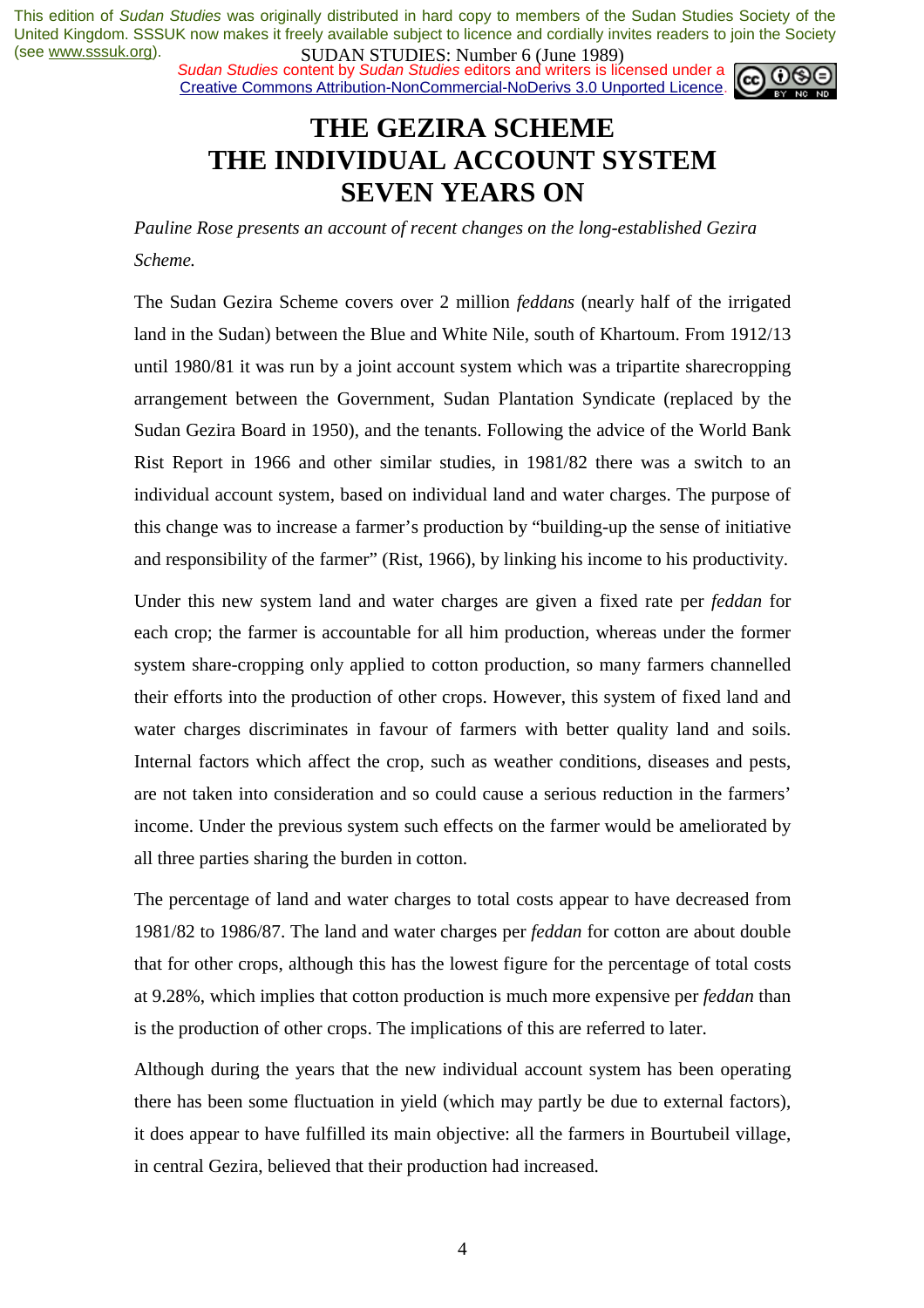# THE GEZIRA SCHEME
# THE INDIVIDUAL ACCOUNT SYSTEM
# SEVEN YEARS ON

*Pauline Rose presents an account of recent changes on the long-established Gezira Scheme.*

The Sudan Gezira Scheme covers over 2 million *feddans* (nearly half of the irrigated land in the Sudan) between the Blue and White Nile, south of Khartoum. From 1912/13 until 1980/81 it was run by a joint account system which was a tripartite sharecropping arrangement between the Government, Sudan Plantation Syndicate (replaced by the Sudan Gezira Board in 1950), and the tenants. Following the advice of the World Bank Rist Report in 1966 and other similar studies, in 1981/82 there was a switch to an individual account system, based on individual land and water charges. The purpose of this change was to increase a farmer's production by "building-up the sense of initiative and responsibility of the farmer" (Rist, 1966), by linking his income to his productivity.

Under this new system land and water charges are given a fixed rate per *feddan* for each crop; the farmer is accountable for all him production, whereas under the former system share-cropping only applied to cotton production, so many farmers channelled their efforts into the production of other crops. However, this system of fixed land and water charges discriminates in favour of farmers with better quality land and soils. Internal factors which affect the crop, such as weather conditions, diseases and pests, are not taken into consideration and so could cause a serious reduction in the farmers' income. Under the previous system such effects on the farmer would be ameliorated by all three parties sharing the burden in cotton.

The percentage of land and water charges to total costs appear to have decreased from 1981/82 to 1986/87. The land and water charges per *feddan* for cotton are about double that for other crops, although this has the lowest figure for the percentage of total costs at 9.28%, which implies that cotton production is much more expensive per *feddan* than is the production of other crops. The implications of this are referred to later.

Although during the years that the new individual account system has been operating there has been some fluctuation in yield (which may partly be due to external factors), it does appear to have fulfilled its main objective: all the farmers in Bourtubeil village, in central Gezira, believed that their production had increased.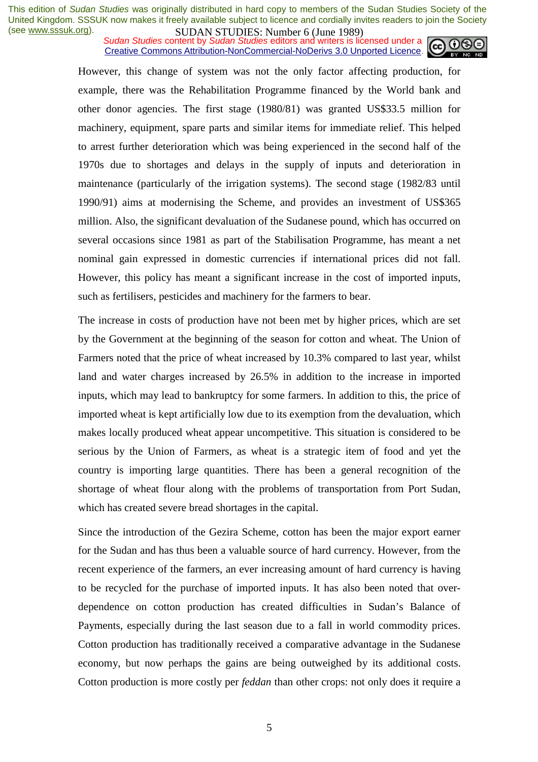However, this change of system was not the only factor affecting production, for example, there was the Rehabilitation Programme financed by the World bank and other donor agencies. The first stage (1980/81) was granted US$33.5 million for machinery, equipment, spare parts and similar items for immediate relief. This helped to arrest further deterioration which was being experienced in the second half of the 1970s due to shortages and delays in the supply of inputs and deterioration in maintenance (particularly of the irrigation systems). The second stage (1982/83 until 1990/91) aims at modernising the Scheme, and provides an investment of US$365 million. Also, the significant devaluation of the Sudanese pound, which has occurred on several occasions since 1981 as part of the Stabilisation Programme, has meant a net nominal gain expressed in domestic currencies if international prices did not fall. However, this policy has meant a significant increase in the cost of imported inputs, such as fertilisers, pesticides and machinery for the farmers to bear.

The increase in costs of production have not been met by higher prices, which are set by the Government at the beginning of the season for cotton and wheat. The Union of Farmers noted that the price of wheat increased by 10.3% compared to last year, whilst land and water charges increased by 26.5% in addition to the increase in imported inputs, which may lead to bankruptcy for some farmers. In addition to this, the price of imported wheat is kept artificially low due to its exemption from the devaluation, which makes locally produced wheat appear uncompetitive. This situation is considered to be serious by the Union of Farmers, as wheat is a strategic item of food and yet the country is importing large quantities. There has been a general recognition of the shortage of wheat flour along with the problems of transportation from Port Sudan, which has created severe bread shortages in the capital.

Since the introduction of the Gezira Scheme, cotton has been the major export earner for the Sudan and has thus been a valuable source of hard currency. However, from the recent experience of the farmers, an ever increasing amount of hard currency is having to be recycled for the purchase of imported inputs. It has also been noted that over-dependence on cotton production has created difficulties in Sudan's Balance of Payments, especially during the last season due to a fall in world commodity prices. Cotton production has traditionally received a comparative advantage in the Sudanese economy, but now perhaps the gains are being outweighed by its additional costs. Cotton production is more costly per *feddan* than other crops: not only does it require a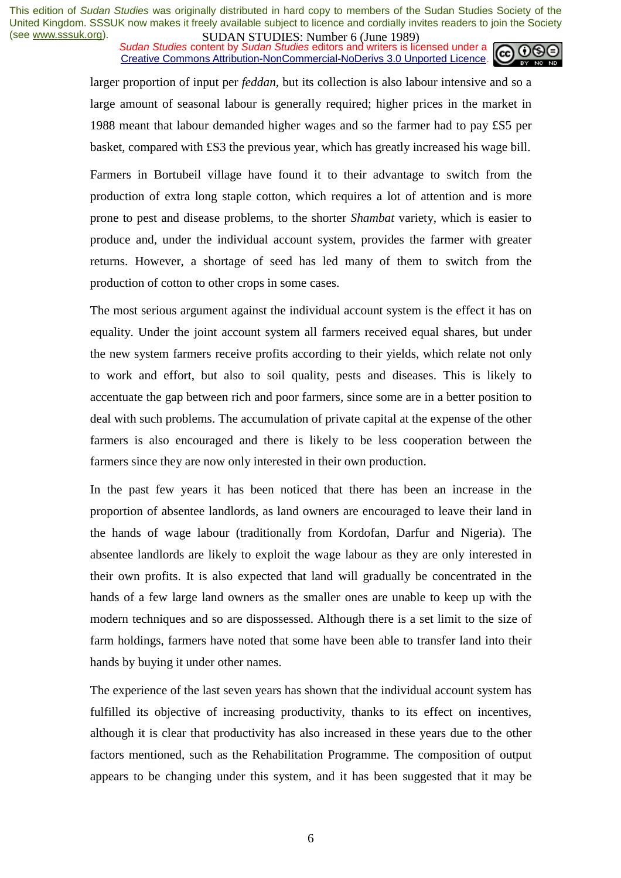larger proportion of input per *feddan*, but its collection is also labour intensive and so a large amount of seasonal labour is generally required; higher prices in the market in 1988 meant that labour demanded higher wages and so the farmer had to pay £S5 per basket, compared with £S3 the previous year, which has greatly increased his wage bill.

Farmers in Bortubeil village have found it to their advantage to switch from the production of extra long staple cotton, which requires a lot of attention and is more prone to pest and disease problems, to the shorter *Shambat* variety, which is easier to produce and, under the individual account system, provides the farmer with greater returns. However, a shortage of seed has led many of them to switch from the production of cotton to other crops in some cases.

The most serious argument against the individual account system is the effect it has on equality. Under the joint account system all farmers received equal shares, but under the new system farmers receive profits according to their yields, which relate not only to work and effort, but also to soil quality, pests and diseases. This is likely to accentuate the gap between rich and poor farmers, since some are in a better position to deal with such problems. The accumulation of private capital at the expense of the other farmers is also encouraged and there is likely to be less cooperation between the farmers since they are now only interested in their own production.

In the past few years it has been noticed that there has been an increase in the proportion of absentee landlords, as land owners are encouraged to leave their land in the hands of wage labour (traditionally from Kordofan, Darfur and Nigeria). The absentee landlords are likely to exploit the wage labour as they are only interested in their own profits. It is also expected that land will gradually be concentrated in the hands of a few large land owners as the smaller ones are unable to keep up with the modern techniques and so are dispossessed. Although there is a set limit to the size of farm holdings, farmers have noted that some have been able to transfer land into their hands by buying it under other names.

The experience of the last seven years has shown that the individual account system has fulfilled its objective of increasing productivity, thanks to its effect on incentives, although it is clear that productivity has also increased in these years due to the other factors mentioned, such as the Rehabilitation Programme. The composition of output appears to be changing under this system, and it has been suggested that it may be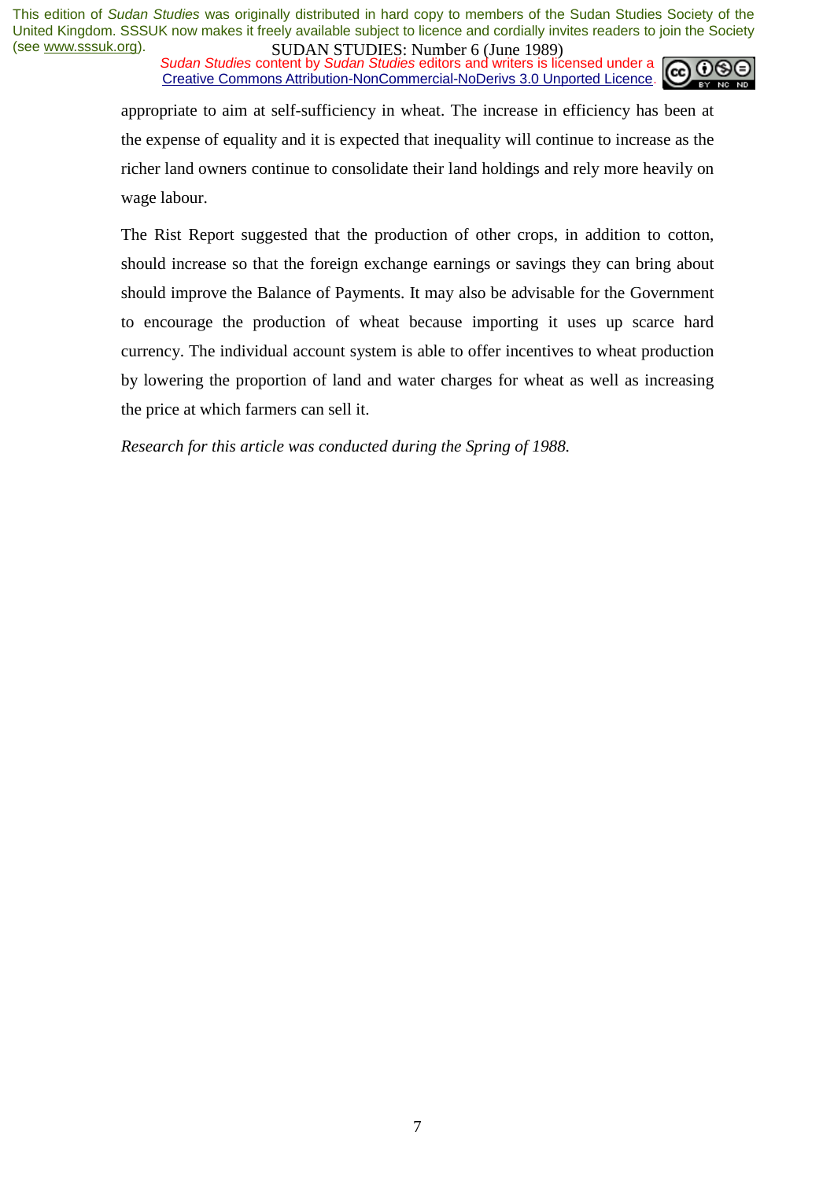appropriate to aim at self-sufficiency in wheat. The increase in efficiency has been at the expense of equality and it is expected that inequality will continue to increase as the richer land owners continue to consolidate their land holdings and rely more heavily on wage labour.

The Rist Report suggested that the production of other crops, in addition to cotton, should increase so that the foreign exchange earnings or savings they can bring about should improve the Balance of Payments. It may also be advisable for the Government to encourage the production of wheat because importing it uses up scarce hard currency. The individual account system is able to offer incentives to wheat production by lowering the proportion of land and water charges for wheat as well as increasing the price at which farmers can sell it.

*Research for this article was conducted during the Spring of 1988.*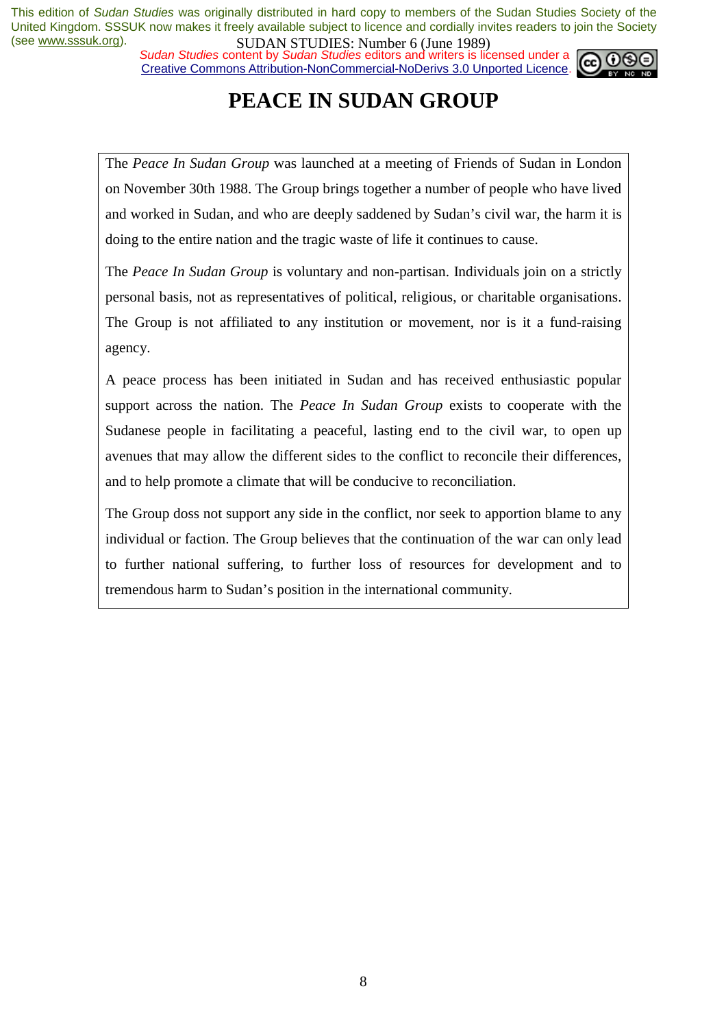# PEACE IN SUDAN GROUP

The *Peace In Sudan Group* was launched at a meeting of Friends of Sudan in London on November 30th 1988. The Group brings together a number of people who have lived and worked in Sudan, and who are deeply saddened by Sudan's civil war, the harm it is doing to the entire nation and the tragic waste of life it continues to cause.

The *Peace In Sudan Group* is voluntary and non-partisan. Individuals join on a strictly personal basis, not as representatives of political, religious, or charitable organisations. The Group is not affiliated to any institution or movement, nor is it a fund-raising agency.

A peace process has been initiated in Sudan and has received enthusiastic popular support across the nation. The *Peace In Sudan Group* exists to cooperate with the Sudanese people in facilitating a peaceful, lasting end to the civil war, to open up avenues that may allow the different sides to the conflict to reconcile their differences, and to help promote a climate that will be conducive to reconciliation.

The Group doss not support any side in the conflict, nor seek to apportion blame to any individual or faction. The Group believes that the continuation of the war can only lead to further national suffering, to further loss of resources for development and to tremendous harm to Sudan's position in the international community.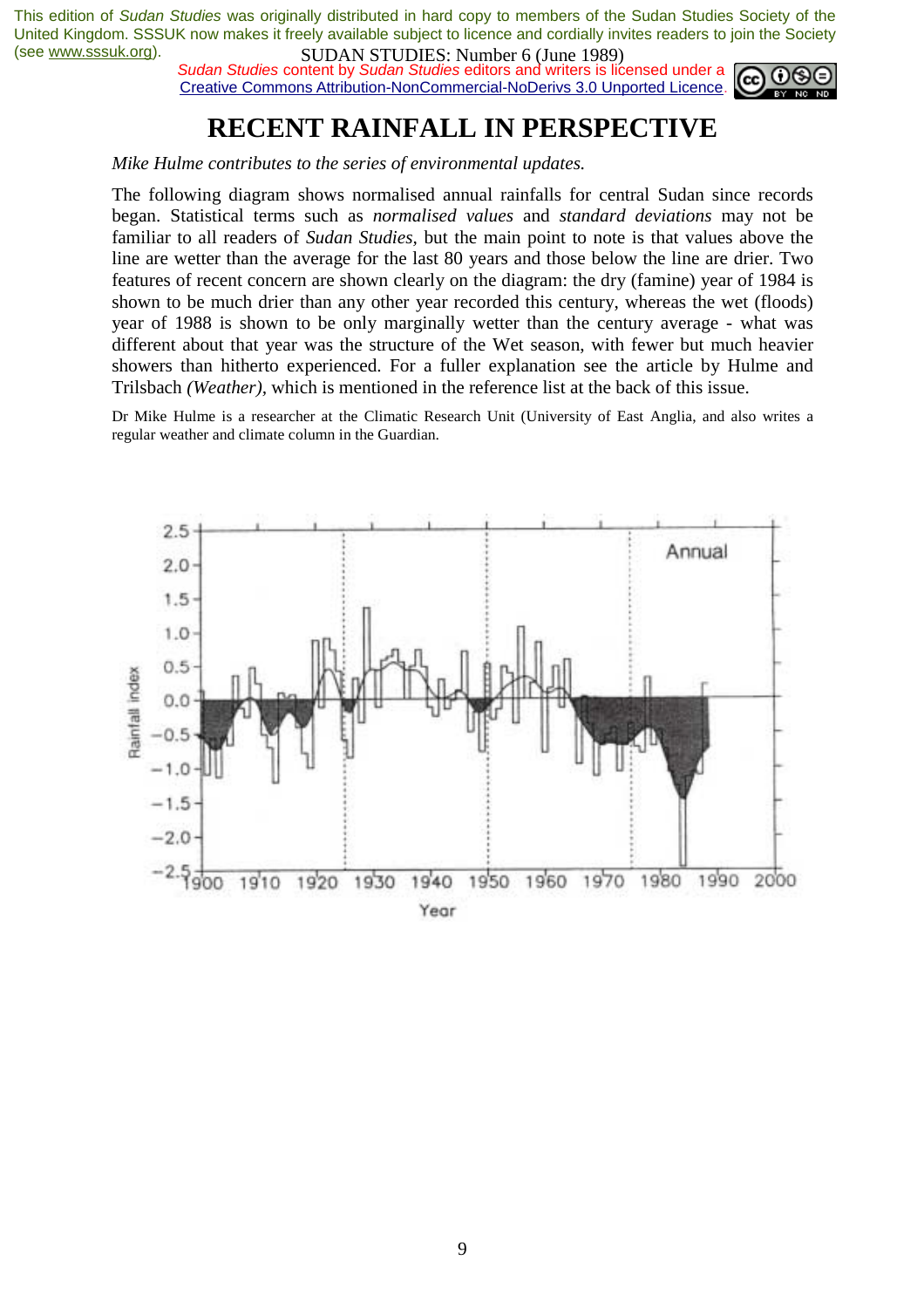This edition of *Sudan Studies* was originally distributed in hard copy to members of the Sudan Studies Society of the United Kingdom. SSSUK now makes it freely available subject to licence and cordially invites readers to join the Society (see www.sssuk.org).

*Sudan Studies* content by *Sudan Studies* editors and writers is licensed under a Creative Commons Attribution-NonCommercial-NoDerivs 3.0 Unported Licence.

# RECENT RAINFALL IN PERSPECTIVE

*Mike Hulme contributes to the series of environmental updates.*

The following diagram shows normalised annual rainfalls for central Sudan since records began. Statistical terms such as *normalised values* and *standard deviations* may not be familiar to all readers of *Sudan Studies*, but the main point to note is that values above the line are wetter than the average for the last 80 years and those below the line are drier. Two features of recent concern are shown clearly on the diagram: the dry (famine) year of 1984 is shown to be much drier than any other year recorded this century, whereas the wet (floods) year of 1988 is shown to be only marginally wetter than the century average - what was different about that year was the structure of the Wet season, with fewer but much heavier showers than hitherto experienced. For a fuller explanation see the article by Hulme and Trilsbach *(Weather)*, which is mentioned in the reference list at the back of this issue.

Dr Mike Hulme is a researcher at the Climatic Research Unit (University of East Anglia, and also writes a regular weather and climate column in the Guardian.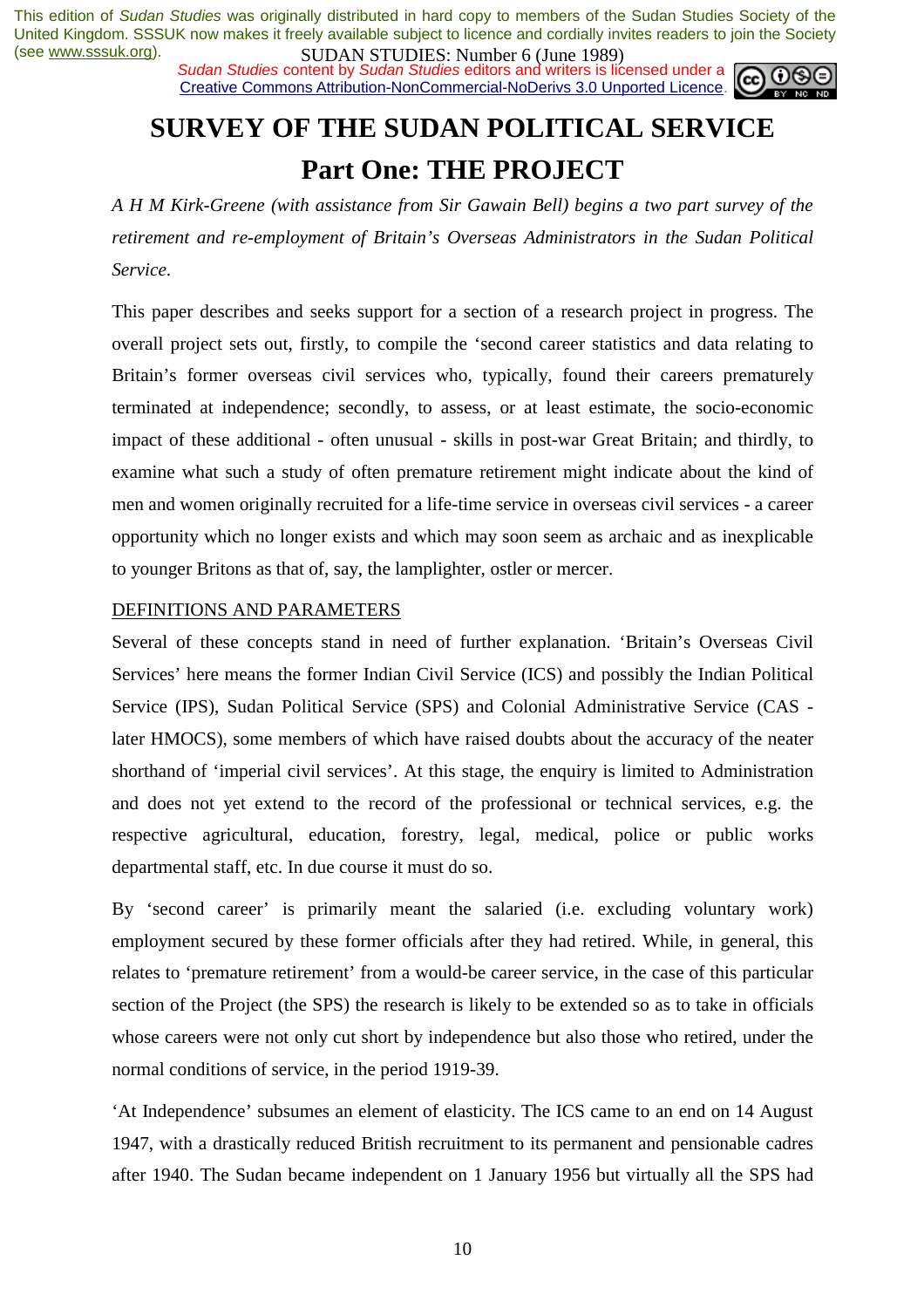This edition of *Sudan Studies* was originally distributed in hard copy to members of the Sudan Studies Society of the United Kingdom. SSSUK now makes it freely available subject to licence and cordially invites readers to join the Society (see www.sssuk.org).

*Sudan Studies* content by *Sudan Studies* editors and writers is licensed under a Creative Commons Attribution-NonCommercial-NoDerivs 3.0 Unported Licence.

# SURVEY OF THE SUDAN POLITICAL SERVICE

## Part One: THE PROJECT

*A H M Kirk-Greene (with assistance from Sir Gawain Bell) begins a two part survey of the retirement and re-employment of Britain's Overseas Administrators in the Sudan Political Service.*

This paper describes and seeks support for a section of a research project in progress. The overall project sets out, firstly, to compile the 'second career statistics and data relating to Britain's former overseas civil services who, typically, found their careers prematurely terminated at independence; secondly, to assess, or at least estimate, the socio-economic impact of these additional - often unusual - skills in post-war Great Britain; and thirdly, to examine what such a study of often premature retirement might indicate about the kind of men and women originally recruited for a life-time service in overseas civil services - a career opportunity which no longer exists and which may soon seem as archaic and as inexplicable to younger Britons as that of, say, the lamplighter, ostler or mercer.

DEFINITIONS AND PARAMETERS

Several of these concepts stand in need of further explanation. 'Britain's Overseas Civil Services' here means the former Indian Civil Service (ICS) and possibly the Indian Political Service (IPS), Sudan Political Service (SPS) and Colonial Administrative Service (CAS - later HMOCS), some members of which have raised doubts about the accuracy of the neater shorthand of 'imperial civil services'. At this stage, the enquiry is limited to Administration and does not yet extend to the record of the professional or technical services, e.g. the respective agricultural, education, forestry, legal, medical, police or public works departmental staff, etc. In due course it must do so.

By 'second career' is primarily meant the salaried (i.e. excluding voluntary work) employment secured by these former officials after they had retired. While, in general, this relates to 'premature retirement' from a would-be career service, in the case of this particular section of the Project (the SPS) the research is likely to be extended so as to take in officials whose careers were not only cut short by independence but also those who retired, under the normal conditions of service, in the period 1919-39.

'At Independence' subsumes an element of elasticity. The ICS came to an end on 14 August 1947, with a drastically reduced British recruitment to its permanent and pensionable cadres after 1940. The Sudan became independent on 1 January 1956 but virtually all the SPS had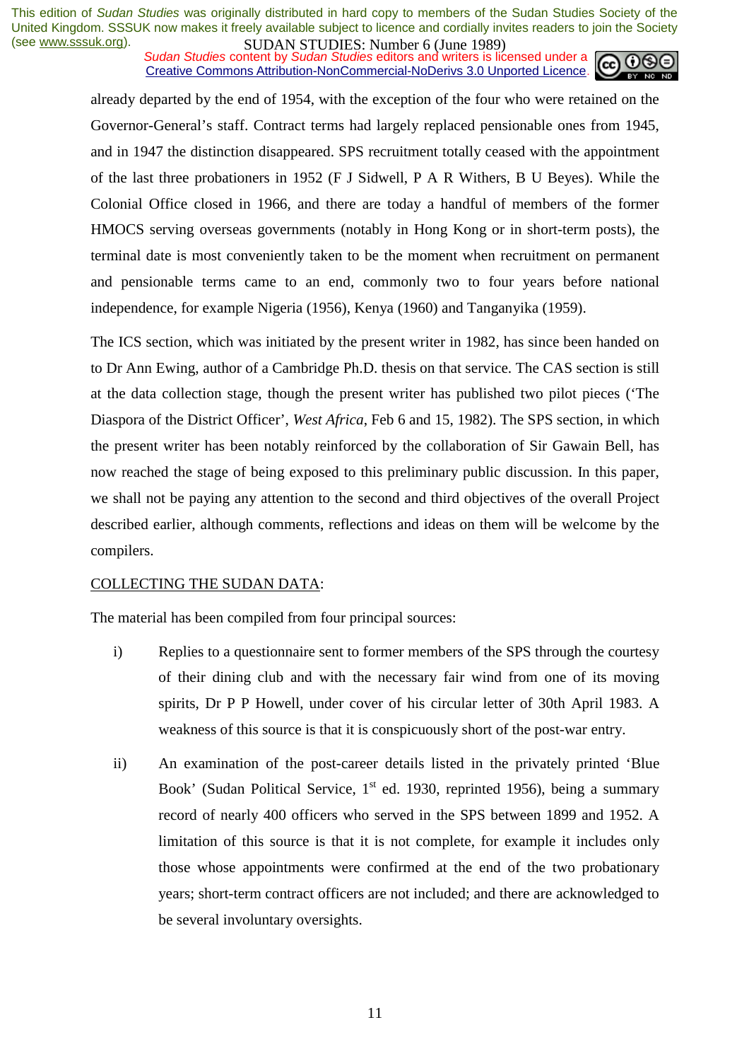already departed by the end of 1954, with the exception of the four who were retained on the Governor-General's staff. Contract terms had largely replaced pensionable ones from 1945, and in 1947 the distinction disappeared. SPS recruitment totally ceased with the appointment of the last three probationers in 1952 (F J Sidwell, P A R Withers, B U Beyes). While the Colonial Office closed in 1966, and there are today a handful of members of the former HMOCS serving overseas governments (notably in Hong Kong or in short-term posts), the terminal date is most conveniently taken to be the moment when recruitment on permanent and pensionable terms came to an end, commonly two to four years before national independence, for example Nigeria (1956), Kenya (1960) and Tanganyika (1959).

The ICS section, which was initiated by the present writer in 1982, has since been handed on to Dr Ann Ewing, author of a Cambridge Ph.D. thesis on that service. The CAS section is still at the data collection stage, though the present writer has published two pilot pieces ('The Diaspora of the District Officer', *West Africa*, Feb 6 and 15, 1982). The SPS section, in which the present writer has been notably reinforced by the collaboration of Sir Gawain Bell, has now reached the stage of being exposed to this preliminary public discussion. In this paper, we shall not be paying any attention to the second and third objectives of the overall Project described earlier, although comments, reflections and ideas on them will be welcome by the compilers.

COLLECTING THE SUDAN DATA:

The material has been compiled from four principal sources:

i) Replies to a questionnaire sent to former members of the SPS through the courtesy of their dining club and with the necessary fair wind from one of its moving spirits, Dr P P Howell, under cover of his circular letter of 30th April 1983. A weakness of this source is that it is conspicuously short of the post-war entry.

ii) An examination of the post-career details listed in the privately printed 'Blue Book' (Sudan Political Service, 1st ed. 1930, reprinted 1956), being a summary record of nearly 400 officers who served in the SPS between 1899 and 1952. A limitation of this source is that it is not complete, for example it includes only those whose appointments were confirmed at the end of the two probationary years; short-term contract officers are not included; and there are acknowledged to be several involuntary oversights.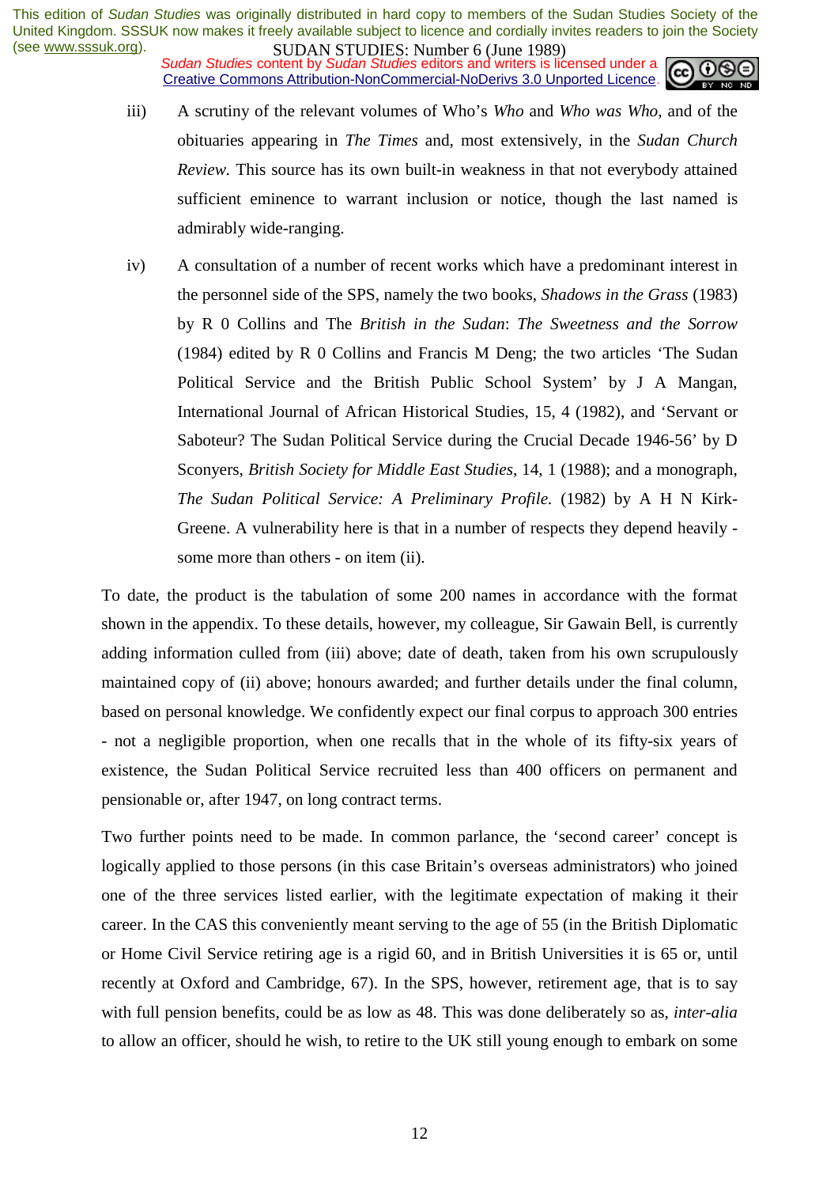iii) A scrutiny of the relevant volumes of Who's *Who* and *Who was Who*, and of the obituaries appearing in *The Times* and, most extensively, in the *Sudan Church Review*. This source has its own built-in weakness in that not everybody attained sufficient eminence to warrant inclusion or notice, though the last named is admirably wide-ranging.

iv) A consultation of a number of recent works which have a predominant interest in the personnel side of the SPS, namely the two books, *Shadows in the Grass* (1983) by R 0 Collins and The *British in the Sudan*: *The Sweetness and the Sorrow* (1984) edited by R 0 Collins and Francis M Deng; the two articles 'The Sudan Political Service and the British Public School System' by J A Mangan, International Journal of African Historical Studies, 15, 4 (1982), and 'Servant or Saboteur? The Sudan Political Service during the Crucial Decade 1946-56' by D Sconyers, *British Society for Middle East Studies*, 14, 1 (1988); and a monograph, *The Sudan Political Service: A Preliminary Profile.* (1982) by A H N Kirk-Greene. A vulnerability here is that in a number of respects they depend heavily - some more than others - on item (ii).

To date, the product is the tabulation of some 200 names in accordance with the format shown in the appendix. To these details, however, my colleague, Sir Gawain Bell, is currently adding information culled from (iii) above; date of death, taken from his own scrupulously maintained copy of (ii) above; honours awarded; and further details under the final column, based on personal knowledge. We confidently expect our final corpus to approach 300 entries - not a negligible proportion, when one recalls that in the whole of its fifty-six years of existence, the Sudan Political Service recruited less than 400 officers on permanent and pensionable or, after 1947, on long contract terms.

Two further points need to be made. In common parlance, the 'second career' concept is logically applied to those persons (in this case Britain's overseas administrators) who joined one of the three services listed earlier, with the legitimate expectation of making it their career. In the CAS this conveniently meant serving to the age of 55 (in the British Diplomatic or Home Civil Service retiring age is a rigid 60, and in British Universities it is 65 or, until recently at Oxford and Cambridge, 67). In the SPS, however, retirement age, that is to say with full pension benefits, could be as low as 48. This was done deliberately so as, *inter-alia* to allow an officer, should he wish, to retire to the UK still young enough to embark on some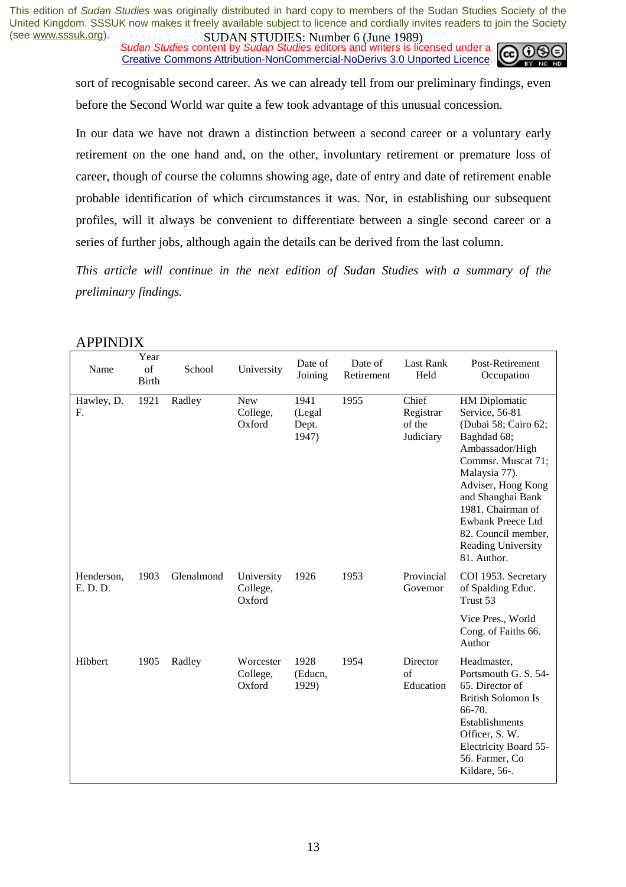sort of recognisable second career. As we can already tell from our preliminary findings, even before the Second World war quite a few took advantage of this unusual concession.

In our data we have not drawn a distinction between a second career or a voluntary early retirement on the one hand and, on the other, involuntary retirement or premature loss of career, though of course the columns showing age, date of entry and date of retirement enable probable identification of which circumstances it was. Nor, in establishing our subsequent profiles, will it always be convenient to differentiate between a single second career or a series of further jobs, although again the details can be derived from the last column.

*This article will continue in the next edition of Sudan Studies with a summary of the preliminary findings.*

## APPINDIX

| Name | Year of Birth | School | University | Date of Joining | Date of Retirement | Last Rank Held | Post-Retirement Occupation |
|---|---|---|---|---|---|---|---|
| Hawley, D. F. | 1921 | Radley | New College, Oxford | 1941 (Legal Dept. 1947) | 1955 | Chief Registrar of the Judiciary | HM Diplomatic Service, 56-81 (Dubai 58; Cairo 62; Baghdad 68; Ambassador/High Commsr. Muscat 71; Malaysia 77). Adviser, Hong Kong and Shanghai Bank 1981. Chairman of Ewbank Preece Ltd 82. Council member, Reading University 81. Author. |
| Henderson, E. D. D. | 1903 | Glenalmond | University College, Oxford | 1926 | 1953 | Provincial Governor | COI 1953. Secretary of Spalding Educ. Trust 53<br><br>Vice Pres., World Cong. of Faiths 66. Author |
| Hibbert | 1905 | Radley | Worcester College, Oxford | 1928 (Educn, 1929) | 1954 | Director of Education | Headmaster, Portsmouth G. S. 54-65. Director of British Solomon Is 66-70. Establishments Officer, S. W. Electricity Board 55-56. Farmer, Co Kildare, 56-. |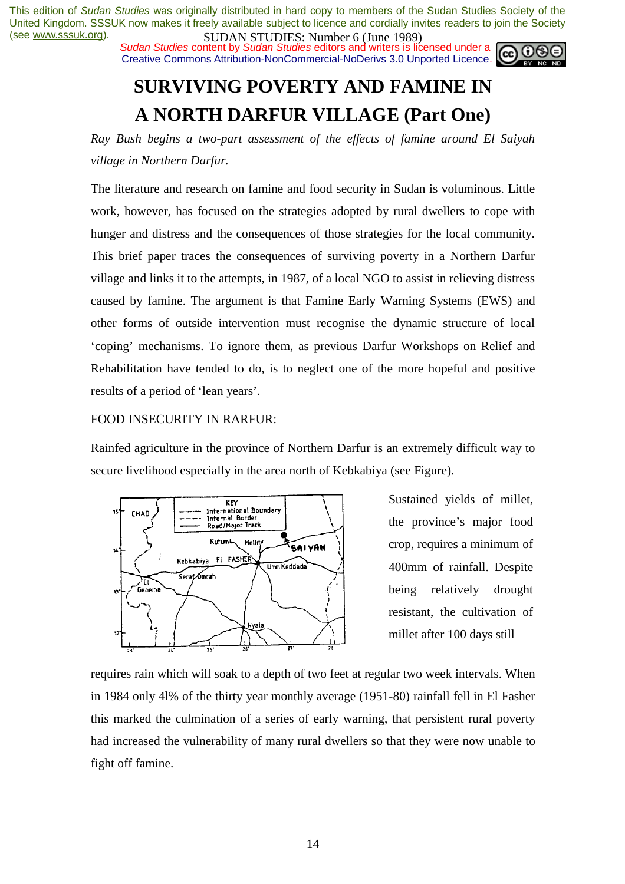This edition of *Sudan Studies* was originally distributed in hard copy to members of the Sudan Studies Society of the United Kingdom. SSSUK now makes it freely available subject to licence and cordially invites readers to join the Society (see www.sssuk.org).

*Sudan Studies* content by *Sudan Studies* editors and writers is licensed under a Creative Commons Attribution-NonCommercial-NoDerivs 3.0 Unported Licence.

# SURVIVING POVERTY AND FAMINE IN A NORTH DARFUR VILLAGE (Part One)

*Ray Bush begins a two-part assessment of the effects of famine around El Saiyah village in Northern Darfur.*

The literature and research on famine and food security in Sudan is voluminous. Little work, however, has focused on the strategies adopted by rural dwellers to cope with hunger and distress and the consequences of those strategies for the local community. This brief paper traces the consequences of surviving poverty in a Northern Darfur village and links it to the attempts, in 1987, of a local NGO to assist in relieving distress caused by famine. The argument is that Famine Early Warning Systems (EWS) and other forms of outside intervention must recognise the dynamic structure of local 'coping' mechanisms. To ignore them, as previous Darfur Workshops on Relief and Rehabilitation have tended to do, is to neglect one of the more hopeful and positive results of a period of 'lean years'.

FOOD INSECURITY IN RARFUR:

Rainfed agriculture in the province of Northern Darfur is an extremely difficult way to secure livelihood especially in the area north of Kebkabiya (see Figure).

Sustained yields of millet, the province's major food crop, requires a minimum of 400mm of rainfall. Despite being relatively drought resistant, the cultivation of millet after 100 days still requires rain which will soak to a depth of two feet at regular two week intervals. When in 1984 only 4l% of the thirty year monthly average (1951-80) rainfall fell in El Fasher this marked the culmination of a series of early warning, that persistent rural poverty had increased the vulnerability of many rural dwellers so that they were now unable to fight off famine.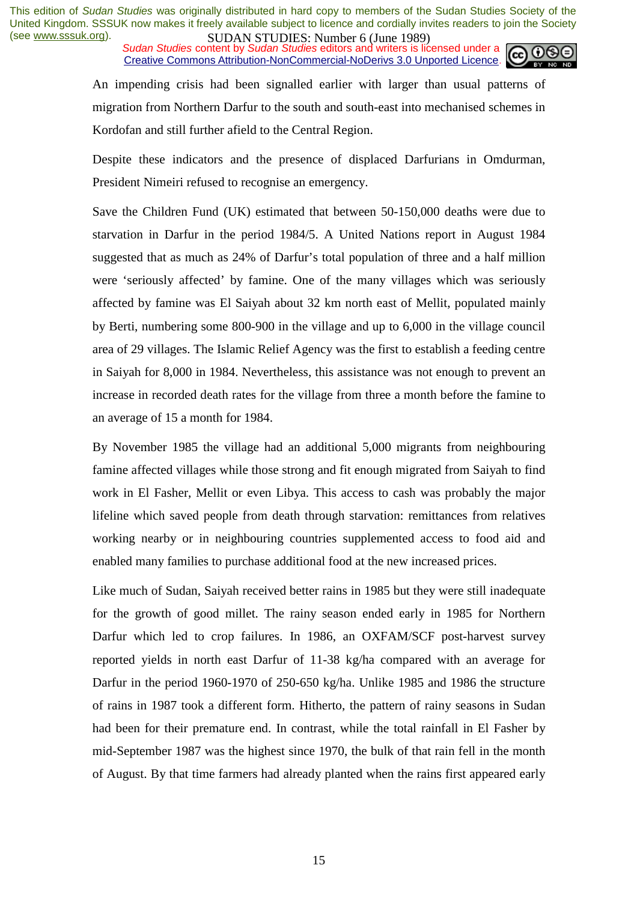An impending crisis had been signalled earlier with larger than usual patterns of migration from Northern Darfur to the south and south-east into mechanised schemes in Kordofan and still further afield to the Central Region.

Despite these indicators and the presence of displaced Darfurians in Omdurman, President Nimeiri refused to recognise an emergency.

Save the Children Fund (UK) estimated that between 50-150,000 deaths were due to starvation in Darfur in the period 1984/5. A United Nations report in August 1984 suggested that as much as 24% of Darfur's total population of three and a half million were 'seriously affected' by famine. One of the many villages which was seriously affected by famine was El Saiyah about 32 km north east of Mellit, populated mainly by Berti, numbering some 800-900 in the village and up to 6,000 in the village council area of 29 villages. The Islamic Relief Agency was the first to establish a feeding centre in Saiyah for 8,000 in 1984. Nevertheless, this assistance was not enough to prevent an increase in recorded death rates for the village from three a month before the famine to an average of 15 a month for 1984.

By November 1985 the village had an additional 5,000 migrants from neighbouring famine affected villages while those strong and fit enough migrated from Saiyah to find work in El Fasher, Mellit or even Libya. This access to cash was probably the major lifeline which saved people from death through starvation: remittances from relatives working nearby or in neighbouring countries supplemented access to food aid and enabled many families to purchase additional food at the new increased prices.

Like much of Sudan, Saiyah received better rains in 1985 but they were still inadequate for the growth of good millet. The rainy season ended early in 1985 for Northern Darfur which led to crop failures. In 1986, an OXFAM/SCF post-harvest survey reported yields in north east Darfur of 11-38 kg/ha compared with an average for Darfur in the period 1960-1970 of 250-650 kg/ha. Unlike 1985 and 1986 the structure of rains in 1987 took a different form. Hitherto, the pattern of rainy seasons in Sudan had been for their premature end. In contrast, while the total rainfall in El Fasher by mid-September 1987 was the highest since 1970, the bulk of that rain fell in the month of August. By that time farmers had already planted when the rains first appeared early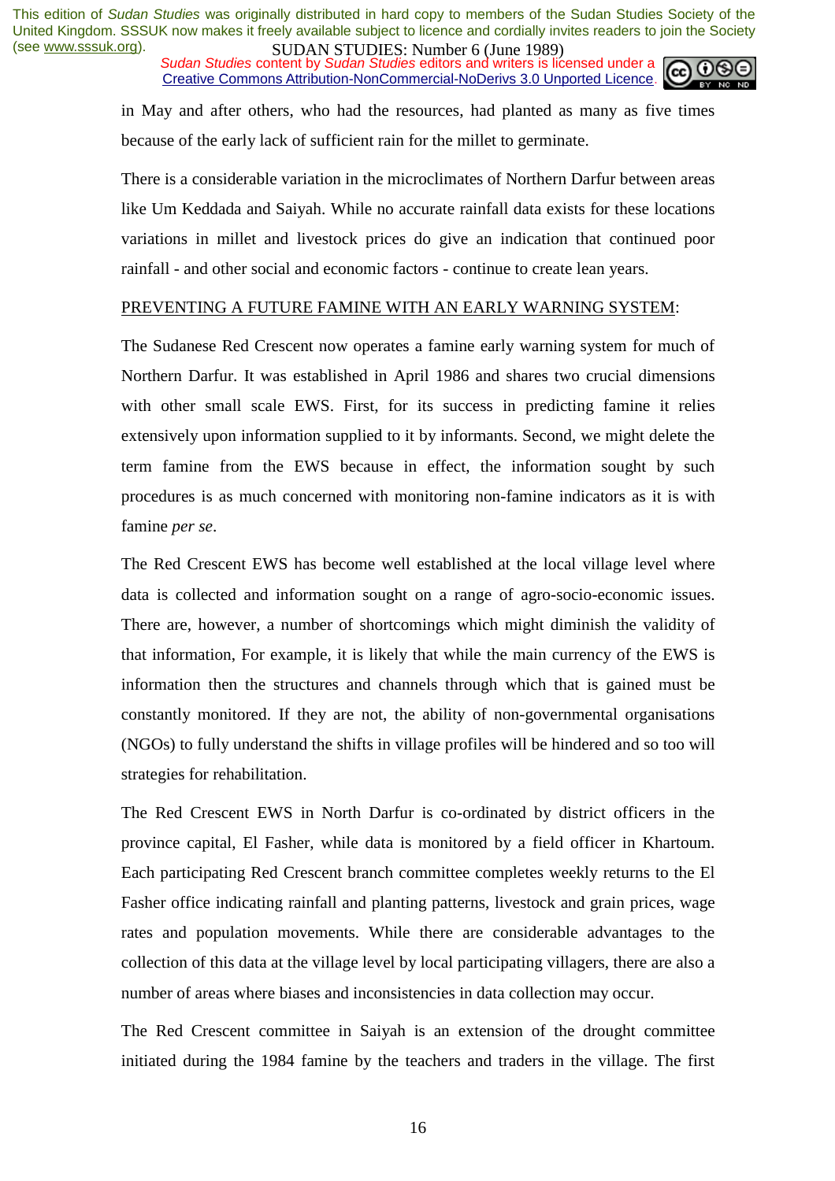in May and after others, who had the resources, had planted as many as five times because of the early lack of sufficient rain for the millet to germinate.

There is a considerable variation in the microclimates of Northern Darfur between areas like Um Keddada and Saiyah. While no accurate rainfall data exists for these locations variations in millet and livestock prices do give an indication that continued poor rainfall - and other social and economic factors - continue to create lean years.

PREVENTING A FUTURE FAMINE WITH AN EARLY WARNING SYSTEM:

The Sudanese Red Crescent now operates a famine early warning system for much of Northern Darfur. It was established in April 1986 and shares two crucial dimensions with other small scale EWS. First, for its success in predicting famine it relies extensively upon information supplied to it by informants. Second, we might delete the term famine from the EWS because in effect, the information sought by such procedures is as much concerned with monitoring non-famine indicators as it is with famine *per se*.

The Red Crescent EWS has become well established at the local village level where data is collected and information sought on a range of agro-socio-economic issues. There are, however, a number of shortcomings which might diminish the validity of that information, For example, it is likely that while the main currency of the EWS is information then the structures and channels through which that is gained must be constantly monitored. If they are not, the ability of non-governmental organisations (NGOs) to fully understand the shifts in village profiles will be hindered and so too will strategies for rehabilitation.

The Red Crescent EWS in North Darfur is co-ordinated by district officers in the province capital, El Fasher, while data is monitored by a field officer in Khartoum. Each participating Red Crescent branch committee completes weekly returns to the El Fasher office indicating rainfall and planting patterns, livestock and grain prices, wage rates and population movements. While there are considerable advantages to the collection of this data at the village level by local participating villagers, there are also a number of areas where biases and inconsistencies in data collection may occur.

The Red Crescent committee in Saiyah is an extension of the drought committee initiated during the 1984 famine by the teachers and traders in the village. The first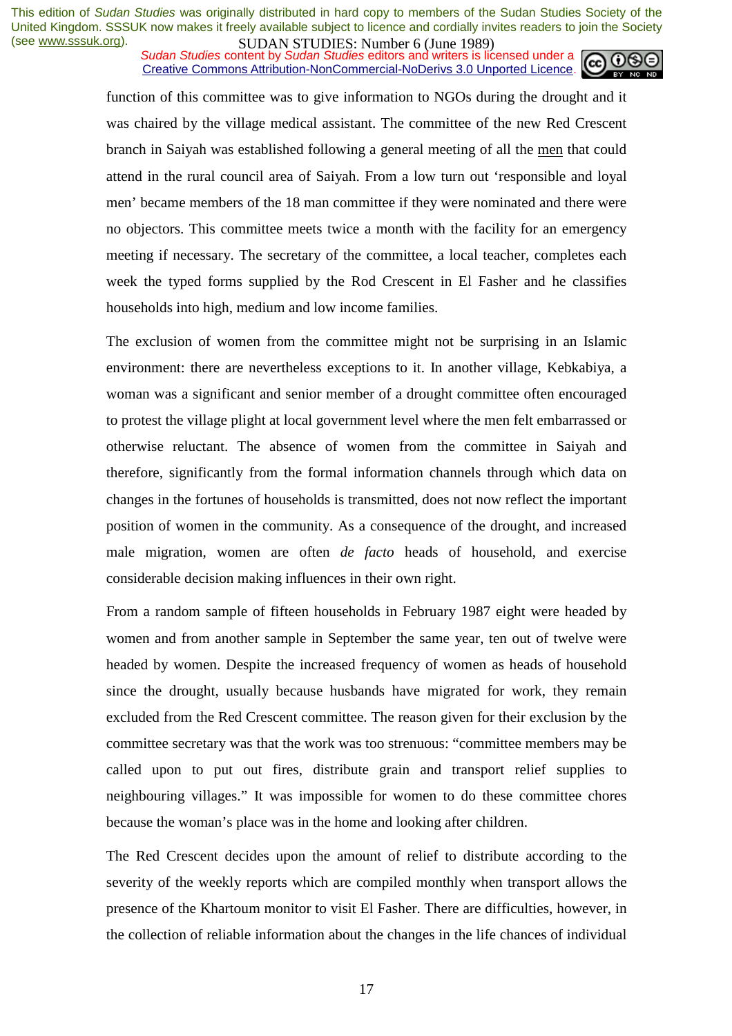function of this committee was to give information to NGOs during the drought and it was chaired by the village medical assistant. The committee of the new Red Crescent branch in Saiyah was established following a general meeting of all the men that could attend in the rural council area of Saiyah. From a low turn out 'responsible and loyal men' became members of the 18 man committee if they were nominated and there were no objectors. This committee meets twice a month with the facility for an emergency meeting if necessary. The secretary of the committee, a local teacher, completes each week the typed forms supplied by the Rod Crescent in El Fasher and he classifies households into high, medium and low income families.

The exclusion of women from the committee might not be surprising in an Islamic environment: there are nevertheless exceptions to it. In another village, Kebkabiya, a woman was a significant and senior member of a drought committee often encouraged to protest the village plight at local government level where the men felt embarrassed or otherwise reluctant. The absence of women from the committee in Saiyah and therefore, significantly from the formal information channels through which data on changes in the fortunes of households is transmitted, does not now reflect the important position of women in the community. As a consequence of the drought, and increased male migration, women are often *de facto* heads of household, and exercise considerable decision making influences in their own right.

From a random sample of fifteen households in February 1987 eight were headed by women and from another sample in September the same year, ten out of twelve were headed by women. Despite the increased frequency of women as heads of household since the drought, usually because husbands have migrated for work, they remain excluded from the Red Crescent committee. The reason given for their exclusion by the committee secretary was that the work was too strenuous: "committee members may be called upon to put out fires, distribute grain and transport relief supplies to neighbouring villages." It was impossible for women to do these committee chores because the woman's place was in the home and looking after children.

The Red Crescent decides upon the amount of relief to distribute according to the severity of the weekly reports which are compiled monthly when transport allows the presence of the Khartoum monitor to visit El Fasher. There are difficulties, however, in the collection of reliable information about the changes in the life chances of individual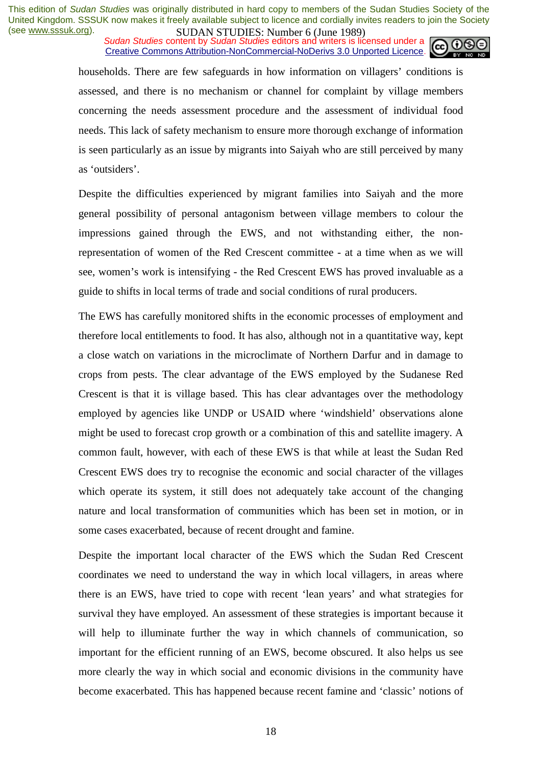households. There are few safeguards in how information on villagers' conditions is assessed, and there is no mechanism or channel for complaint by village members concerning the needs assessment procedure and the assessment of individual food needs. This lack of safety mechanism to ensure more thorough exchange of information is seen particularly as an issue by migrants into Saiyah who are still perceived by many as 'outsiders'.

Despite the difficulties experienced by migrant families into Saiyah and the more general possibility of personal antagonism between village members to colour the impressions gained through the EWS, and not withstanding either, the non-representation of women of the Red Crescent committee - at a time when as we will see, women's work is intensifying - the Red Crescent EWS has proved invaluable as a guide to shifts in local terms of trade and social conditions of rural producers.

The EWS has carefully monitored shifts in the economic processes of employment and therefore local entitlements to food. It has also, although not in a quantitative way, kept a close watch on variations in the microclimate of Northern Darfur and in damage to crops from pests. The clear advantage of the EWS employed by the Sudanese Red Crescent is that it is village based. This has clear advantages over the methodology employed by agencies like UNDP or USAID where 'windshield' observations alone might be used to forecast crop growth or a combination of this and satellite imagery. A common fault, however, with each of these EWS is that while at least the Sudan Red Crescent EWS does try to recognise the economic and social character of the villages which operate its system, it still does not adequately take account of the changing nature and local transformation of communities which has been set in motion, or in some cases exacerbated, because of recent drought and famine.

Despite the important local character of the EWS which the Sudan Red Crescent coordinates we need to understand the way in which local villagers, in areas where there is an EWS, have tried to cope with recent 'lean years' and what strategies for survival they have employed. An assessment of these strategies is important because it will help to illuminate further the way in which channels of communication, so important for the efficient running of an EWS, become obscured. It also helps us see more clearly the way in which social and economic divisions in the community have become exacerbated. This has happened because recent famine and 'classic' notions of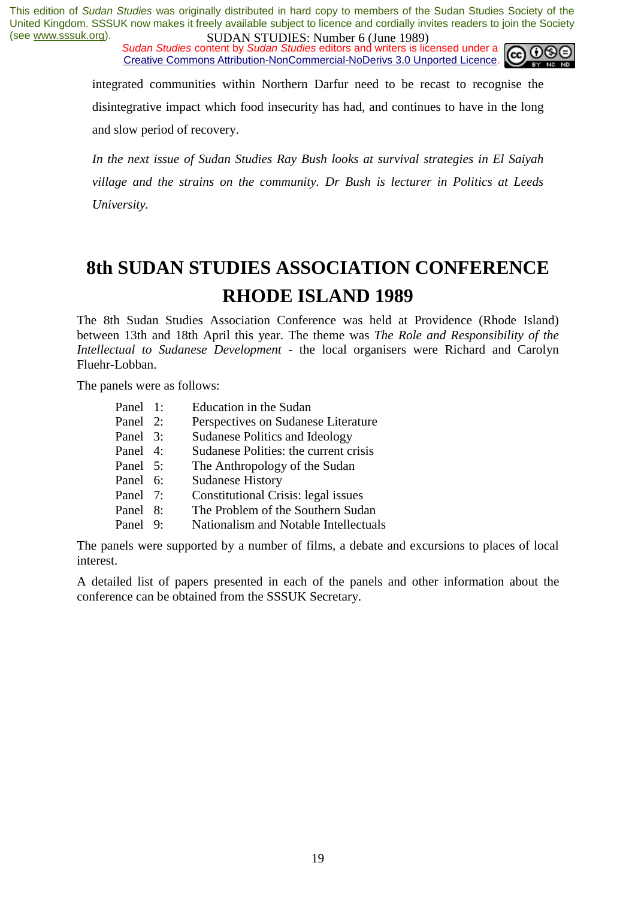integrated communities within Northern Darfur need to be recast to recognise the disintegrative impact which food insecurity has had, and continues to have in the long and slow period of recovery.

*In the next issue of Sudan Studies Ray Bush looks at survival strategies in El Saiyah village and the strains on the community. Dr Bush is lecturer in Politics at Leeds University.*

# 8th SUDAN STUDIES ASSOCIATION CONFERENCE RHODE ISLAND 1989

The 8th Sudan Studies Association Conference was held at Providence (Rhode Island) between 13th and 18th April this year. The theme was *The Role and Responsibility of the Intellectual to Sudanese Development* - the local organisers were Richard and Carolyn Fluehr-Lobban.

The panels were as follows:

| | |
|---|---|
| Panel 1: | Education in the Sudan |
| Panel 2: | Perspectives on Sudanese Literature |
| Panel 3: | Sudanese Politics and Ideology |
| Panel 4: | Sudanese Polities: the current crisis |
| Panel 5: | The Anthropology of the Sudan |
| Panel 6: | Sudanese History |
| Panel 7: | Constitutional Crisis: legal issues |
| Panel 8: | The Problem of the Southern Sudan |
| Panel 9: | Nationalism and Notable Intellectuals |

The panels were supported by a number of films, a debate and excursions to places of local interest.

A detailed list of papers presented in each of the panels and other information about the conference can be obtained from the SSSUK Secretary.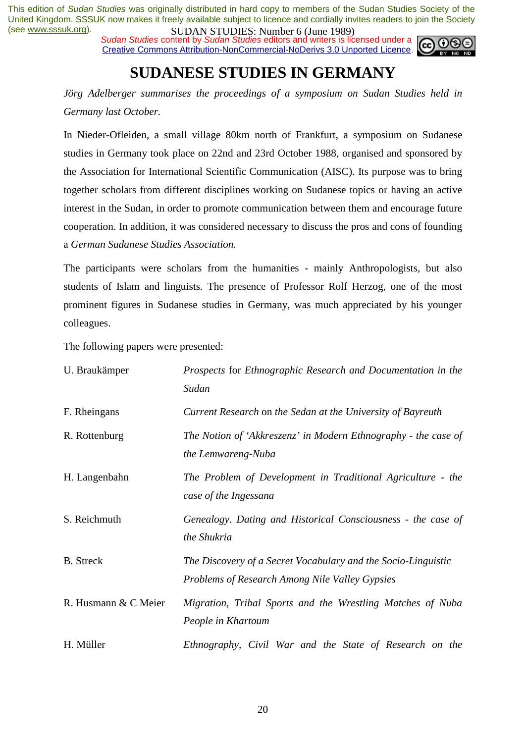This edition of *Sudan Studies* was originally distributed in hard copy to members of the Sudan Studies Society of the United Kingdom. SSSUK now makes it freely available subject to licence and cordially invites readers to join the Society (see www.sssuk.org).

*Sudan Studies* content by *Sudan Studies* editors and writers is licensed under a Creative Commons Attribution-NonCommercial-NoDerivs 3.0 Unported Licence.

# SUDANESE STUDIES IN GERMANY

*Jörg Adelberger summarises the proceedings of a symposium on Sudan Studies held in Germany last October.*

In Nieder-Ofleiden, a small village 80km north of Frankfurt, a symposium on Sudanese studies in Germany took place on 22nd and 23rd October 1988, organised and sponsored by the Association for International Scientific Communication (AISC). Its purpose was to bring together scholars from different disciplines working on Sudanese topics or having an active interest in the Sudan, in order to promote communication between them and encourage future cooperation. In addition, it was considered necessary to discuss the pros and cons of founding a *German Sudanese Studies Association.*

The participants were scholars from the humanities - mainly Anthropologists, but also students of Islam and linguists. The presence of Professor Rolf Herzog, one of the most prominent figures in Sudanese studies in Germany, was much appreciated by his younger colleagues.

The following papers were presented:

| | |
|---|---|
| U. Braukämper | *Prospects* for *Ethnographic Research and Documentation in the Sudan* |
| F. Rheingans | *Current Research* on *the Sedan at the University of Bayreuth* |
| R. Rottenburg | *The Notion of 'Akkreszenz' in Modern Ethnography - the case of the Lemwareng-Nuba* |
| H. Langenbahn | *The Problem of Development in Traditional Agriculture - the case of the Ingessana* |
| S. Reichmuth | *Genealogy. Dating and Historical Consciousness - the case of the Shukria* |
| B. Streck | *The Discovery of a Secret Vocabulary and the Socio-Linguistic Problems of Research Among Nile Valley Gypsies* |
| R. Husmann & C Meier | *Migration, Tribal Sports and the Wrestling Matches of Nuba People in Khartoum* |
| H. Müller | *Ethnography, Civil War and the State of Research on the* |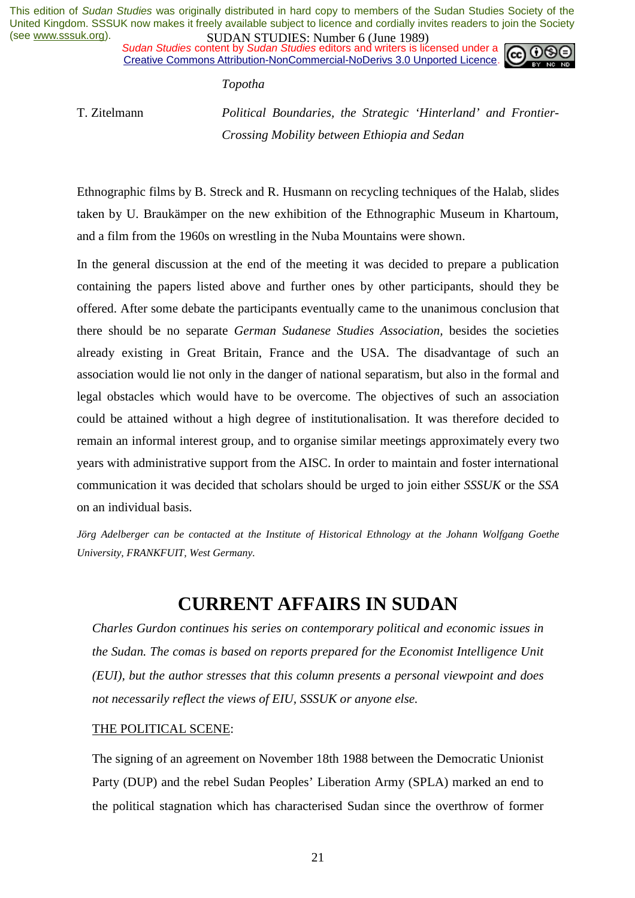Topotha

T. Zitelmann — *Political Boundaries, the Strategic 'Hinterland' and Frontier-Crossing Mobility between Ethiopia and Sedan*

Ethnographic films by B. Streck and R. Husmann on recycling techniques of the Halab, slides taken by U. Braukämper on the new exhibition of the Ethnographic Museum in Khartoum, and a film from the 1960s on wrestling in the Nuba Mountains were shown.

In the general discussion at the end of the meeting it was decided to prepare a publication containing the papers listed above and further ones by other participants, should they be offered. After some debate the participants eventually came to the unanimous conclusion that there should be no separate *German Sudanese Studies Association*, besides the societies already existing in Great Britain, France and the USA. The disadvantage of such an association would lie not only in the danger of national separatism, but also in the formal and legal obstacles which would have to be overcome. The objectives of such an association could be attained without a high degree of institutionalisation. It was therefore decided to remain an informal interest group, and to organise similar meetings approximately every two years with administrative support from the AISC. In order to maintain and foster international communication it was decided that scholars should be urged to join either *SSSUK* or the *SSA* on an individual basis.

*Jörg Adelberger can be contacted at the Institute of Historical Ethnology at the Johann Wolfgang Goethe University, FRANKFUIT, West Germany.*

# CURRENT AFFAIRS IN SUDAN

*Charles Gurdon continues his series on contemporary political and economic issues in the Sudan. The comas is based on reports prepared for the Economist Intelligence Unit (EUI), but the author stresses that this column presents a personal viewpoint and does not necessarily reflect the views of EIU, SSSUK or anyone else.*

THE POLITICAL SCENE:

The signing of an agreement on November 18th 1988 between the Democratic Unionist Party (DUP) and the rebel Sudan Peoples' Liberation Army (SPLA) marked an end to the political stagnation which has characterised Sudan since the overthrow of former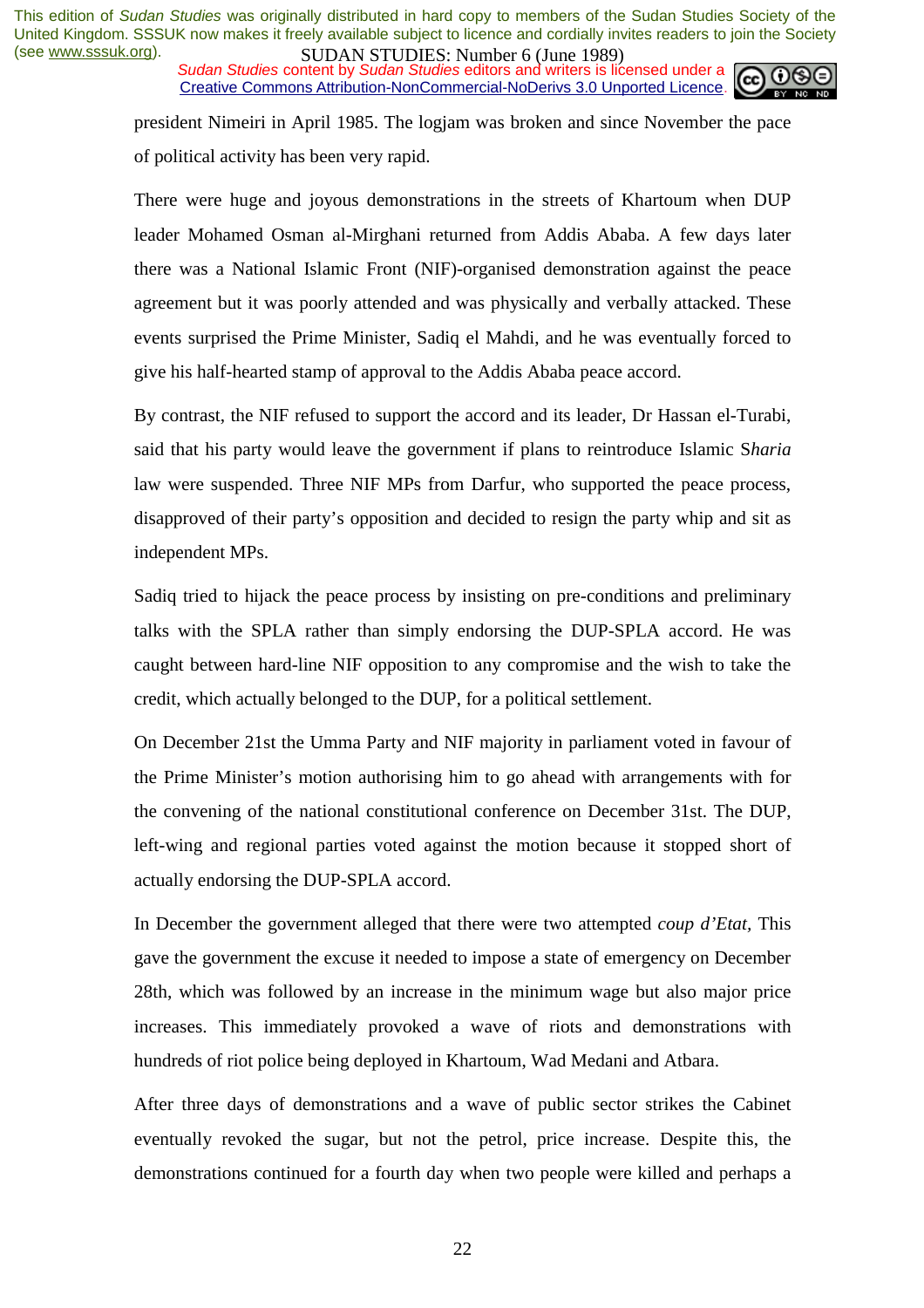president Nimeiri in April 1985. The logjam was broken and since November the pace of political activity has been very rapid.

There were huge and joyous demonstrations in the streets of Khartoum when DUP leader Mohamed Osman al-Mirghani returned from Addis Ababa. A few days later there was a National Islamic Front (NIF)-organised demonstration against the peace agreement but it was poorly attended and was physically and verbally attacked. These events surprised the Prime Minister, Sadiq el Mahdi, and he was eventually forced to give his half-hearted stamp of approval to the Addis Ababa peace accord.

By contrast, the NIF refused to support the accord and its leader, Dr Hassan el-Turabi, said that his party would leave the government if plans to reintroduce Islamic S*haria* law were suspended. Three NIF MPs from Darfur, who supported the peace process, disapproved of their party's opposition and decided to resign the party whip and sit as independent MPs.

Sadiq tried to hijack the peace process by insisting on pre-conditions and preliminary talks with the SPLA rather than simply endorsing the DUP-SPLA accord. He was caught between hard-line NIF opposition to any compromise and the wish to take the credit, which actually belonged to the DUP, for a political settlement.

On December 21st the Umma Party and NIF majority in parliament voted in favour of the Prime Minister's motion authorising him to go ahead with arrangements with for the convening of the national constitutional conference on December 31st. The DUP, left-wing and regional parties voted against the motion because it stopped short of actually endorsing the DUP-SPLA accord.

In December the government alleged that there were two attempted *coup d'Etat*, This gave the government the excuse it needed to impose a state of emergency on December 28th, which was followed by an increase in the minimum wage but also major price increases. This immediately provoked a wave of riots and demonstrations with hundreds of riot police being deployed in Khartoum, Wad Medani and Atbara.

After three days of demonstrations and a wave of public sector strikes the Cabinet eventually revoked the sugar, but not the petrol, price increase. Despite this, the demonstrations continued for a fourth day when two people were killed and perhaps a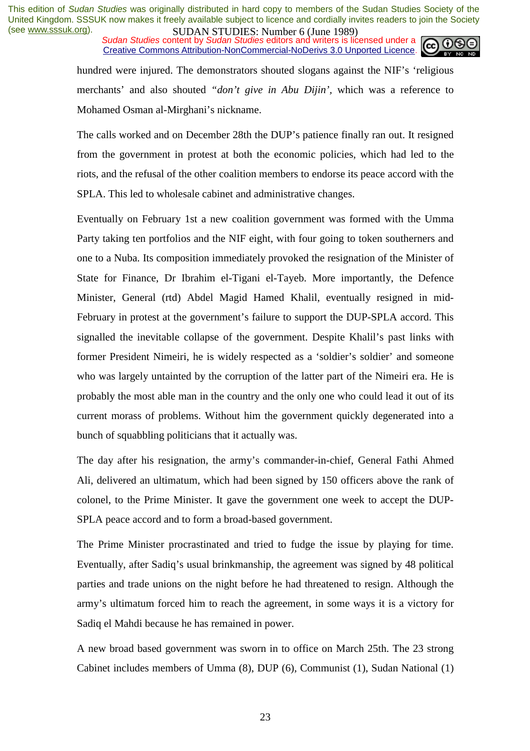hundred were injured. The demonstrators shouted slogans against the NIF's 'religious merchants' and also shouted *"don't give in Abu Dijin'*, which was a reference to Mohamed Osman al-Mirghani's nickname.

The calls worked and on December 28th the DUP's patience finally ran out. It resigned from the government in protest at both the economic policies, which had led to the riots, and the refusal of the other coalition members to endorse its peace accord with the SPLA. This led to wholesale cabinet and administrative changes.

Eventually on February 1st a new coalition government was formed with the Umma Party taking ten portfolios and the NIF eight, with four going to token southerners and one to a Nuba. Its composition immediately provoked the resignation of the Minister of State for Finance, Dr Ibrahim el-Tigani el-Tayeb. More importantly, the Defence Minister, General (rtd) Abdel Magid Hamed Khalil, eventually resigned in mid-February in protest at the government's failure to support the DUP-SPLA accord. This signalled the inevitable collapse of the government. Despite Khalil's past links with former President Nimeiri, he is widely respected as a 'soldier's soldier' and someone who was largely untainted by the corruption of the latter part of the Nimeiri era. He is probably the most able man in the country and the only one who could lead it out of its current morass of problems. Without him the government quickly degenerated into a bunch of squabbling politicians that it actually was.

The day after his resignation, the army's commander-in-chief, General Fathi Ahmed Ali, delivered an ultimatum, which had been signed by 150 officers above the rank of colonel, to the Prime Minister. It gave the government one week to accept the DUP-SPLA peace accord and to form a broad-based government.

The Prime Minister procrastinated and tried to fudge the issue by playing for time. Eventually, after Sadiq's usual brinkmanship, the agreement was signed by 48 political parties and trade unions on the night before he had threatened to resign. Although the army's ultimatum forced him to reach the agreement, in some ways it is a victory for Sadiq el Mahdi because he has remained in power.

A new broad based government was sworn in to office on March 25th. The 23 strong Cabinet includes members of Umma (8), DUP (6), Communist (1), Sudan National (1)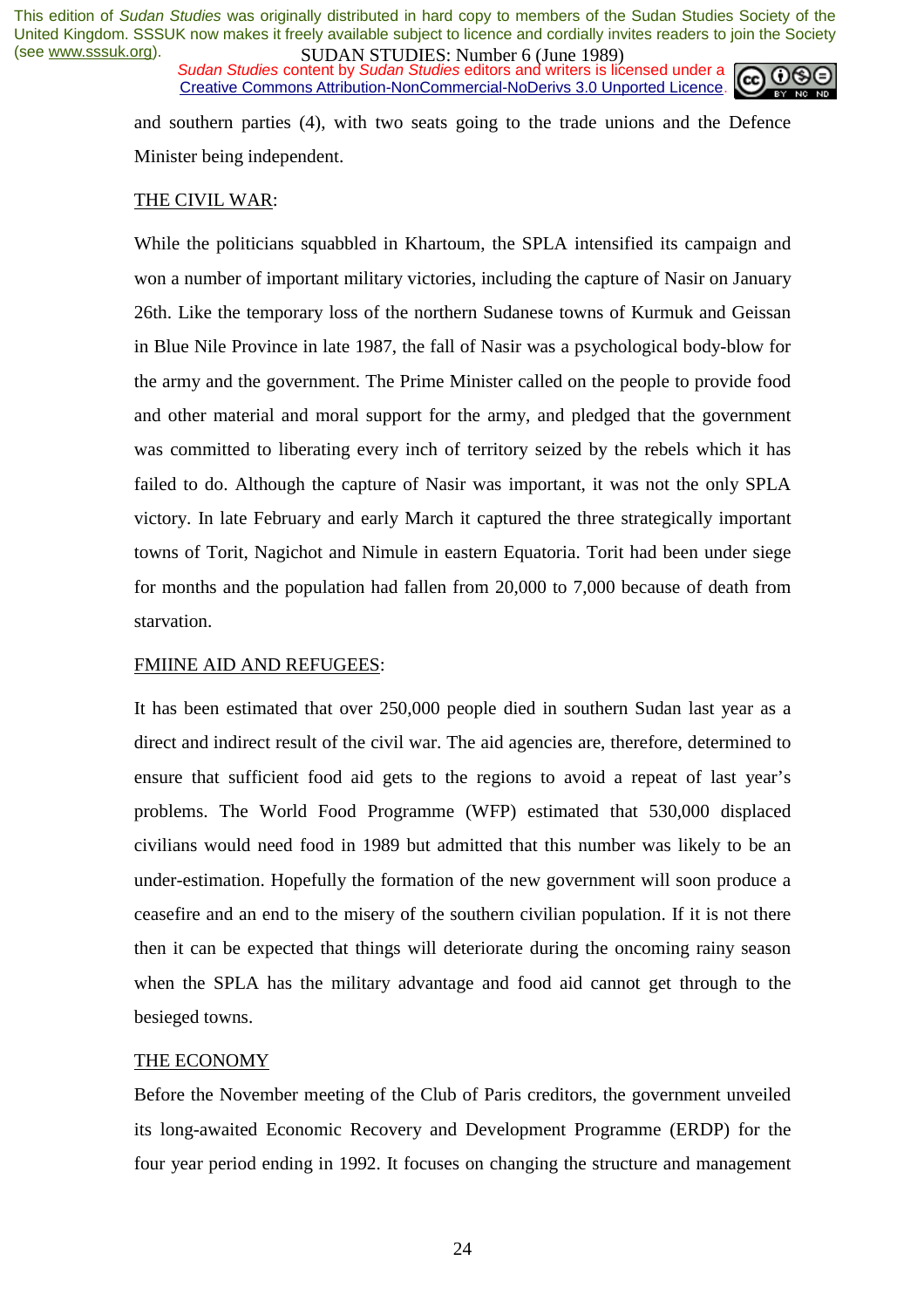and southern parties (4), with two seats going to the trade unions and the Defence Minister being independent.

THE CIVIL WAR:

While the politicians squabbled in Khartoum, the SPLA intensified its campaign and won a number of important military victories, including the capture of Nasir on January 26th. Like the temporary loss of the northern Sudanese towns of Kurmuk and Geissan in Blue Nile Province in late 1987, the fall of Nasir was a psychological body-blow for the army and the government. The Prime Minister called on the people to provide food and other material and moral support for the army, and pledged that the government was committed to liberating every inch of territory seized by the rebels which it has failed to do. Although the capture of Nasir was important, it was not the only SPLA victory. In late February and early March it captured the three strategically important towns of Torit, Nagichot and Nimule in eastern Equatoria. Torit had been under siege for months and the population had fallen from 20,000 to 7,000 because of death from starvation.

FMIINE AID AND REFUGEES:

It has been estimated that over 250,000 people died in southern Sudan last year as a direct and indirect result of the civil war. The aid agencies are, therefore, determined to ensure that sufficient food aid gets to the regions to avoid a repeat of last year's problems. The World Food Programme (WFP) estimated that 530,000 displaced civilians would need food in 1989 but admitted that this number was likely to be an under-estimation. Hopefully the formation of the new government will soon produce a ceasefire and an end to the misery of the southern civilian population. If it is not there then it can be expected that things will deteriorate during the oncoming rainy season when the SPLA has the military advantage and food aid cannot get through to the besieged towns.

THE ECONOMY

Before the November meeting of the Club of Paris creditors, the government unveiled its long-awaited Economic Recovery and Development Programme (ERDP) for the four year period ending in 1992. It focuses on changing the structure and management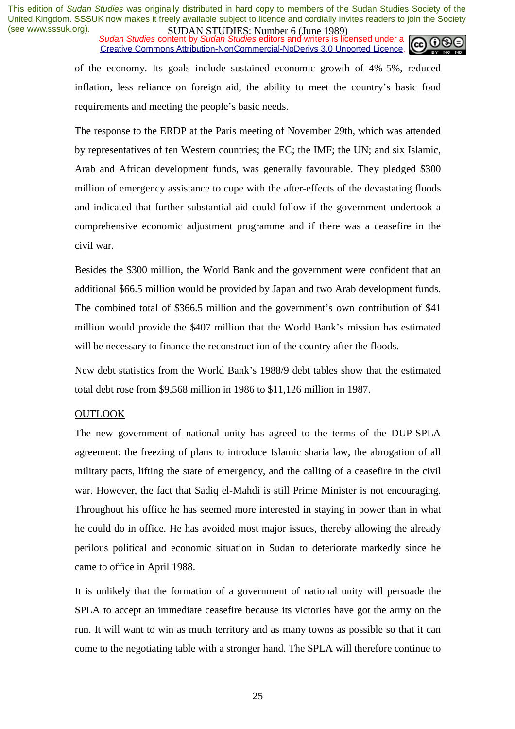of the economy. Its goals include sustained economic growth of 4%-5%, reduced inflation, less reliance on foreign aid, the ability to meet the country's basic food requirements and meeting the people's basic needs.

The response to the ERDP at the Paris meeting of November 29th, which was attended by representatives of ten Western countries; the EC; the IMF; the UN; and six Islamic, Arab and African development funds, was generally favourable. They pledged $300 million of emergency assistance to cope with the after-effects of the devastating floods and indicated that further substantial aid could follow if the government undertook a comprehensive economic adjustment programme and if there was a ceasefire in the civil war.

Besides the $300 million, the World Bank and the government were confident that an additional $66.5 million would be provided by Japan and two Arab development funds. The combined total of $366.5 million and the government's own contribution of $41 million would provide the $407 million that the World Bank's mission has estimated will be necessary to finance the reconstruct ion of the country after the floods.

New debt statistics from the World Bank's 1988/9 debt tables show that the estimated total debt rose from $9,568 million in 1986 to $11,126 million in 1987.

## OUTLOOK

The new government of national unity has agreed to the terms of the DUP-SPLA agreement: the freezing of plans to introduce Islamic sharia law, the abrogation of all military pacts, lifting the state of emergency, and the calling of a ceasefire in the civil war. However, the fact that Sadiq el-Mahdi is still Prime Minister is not encouraging. Throughout his office he has seemed more interested in staying in power than in what he could do in office. He has avoided most major issues, thereby allowing the already perilous political and economic situation in Sudan to deteriorate markedly since he came to office in April 1988.

It is unlikely that the formation of a government of national unity will persuade the SPLA to accept an immediate ceasefire because its victories have got the army on the run. It will want to win as much territory and as many towns as possible so that it can come to the negotiating table with a stronger hand. The SPLA will therefore continue to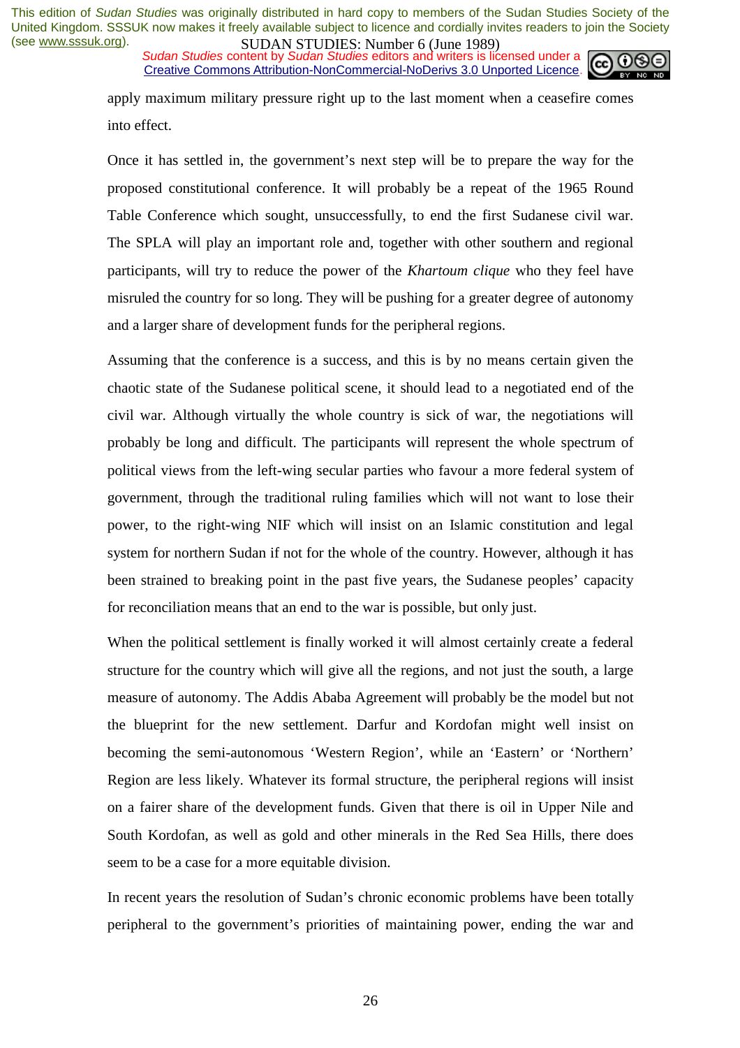apply maximum military pressure right up to the last moment when a ceasefire comes into effect.

Once it has settled in, the government's next step will be to prepare the way for the proposed constitutional conference. It will probably be a repeat of the 1965 Round Table Conference which sought, unsuccessfully, to end the first Sudanese civil war. The SPLA will play an important role and, together with other southern and regional participants, will try to reduce the power of the *Khartoum clique* who they feel have misruled the country for so long. They will be pushing for a greater degree of autonomy and a larger share of development funds for the peripheral regions.

Assuming that the conference is a success, and this is by no means certain given the chaotic state of the Sudanese political scene, it should lead to a negotiated end of the civil war. Although virtually the whole country is sick of war, the negotiations will probably be long and difficult. The participants will represent the whole spectrum of political views from the left-wing secular parties who favour a more federal system of government, through the traditional ruling families which will not want to lose their power, to the right-wing NIF which will insist on an Islamic constitution and legal system for northern Sudan if not for the whole of the country. However, although it has been strained to breaking point in the past five years, the Sudanese peoples' capacity for reconciliation means that an end to the war is possible, but only just.

When the political settlement is finally worked it will almost certainly create a federal structure for the country which will give all the regions, and not just the south, a large measure of autonomy. The Addis Ababa Agreement will probably be the model but not the blueprint for the new settlement. Darfur and Kordofan might well insist on becoming the semi-autonomous 'Western Region', while an 'Eastern' or 'Northern' Region are less likely. Whatever its formal structure, the peripheral regions will insist on a fairer share of the development funds. Given that there is oil in Upper Nile and South Kordofan, as well as gold and other minerals in the Red Sea Hills, there does seem to be a case for a more equitable division.

In recent years the resolution of Sudan's chronic economic problems have been totally peripheral to the government's priorities of maintaining power, ending the war and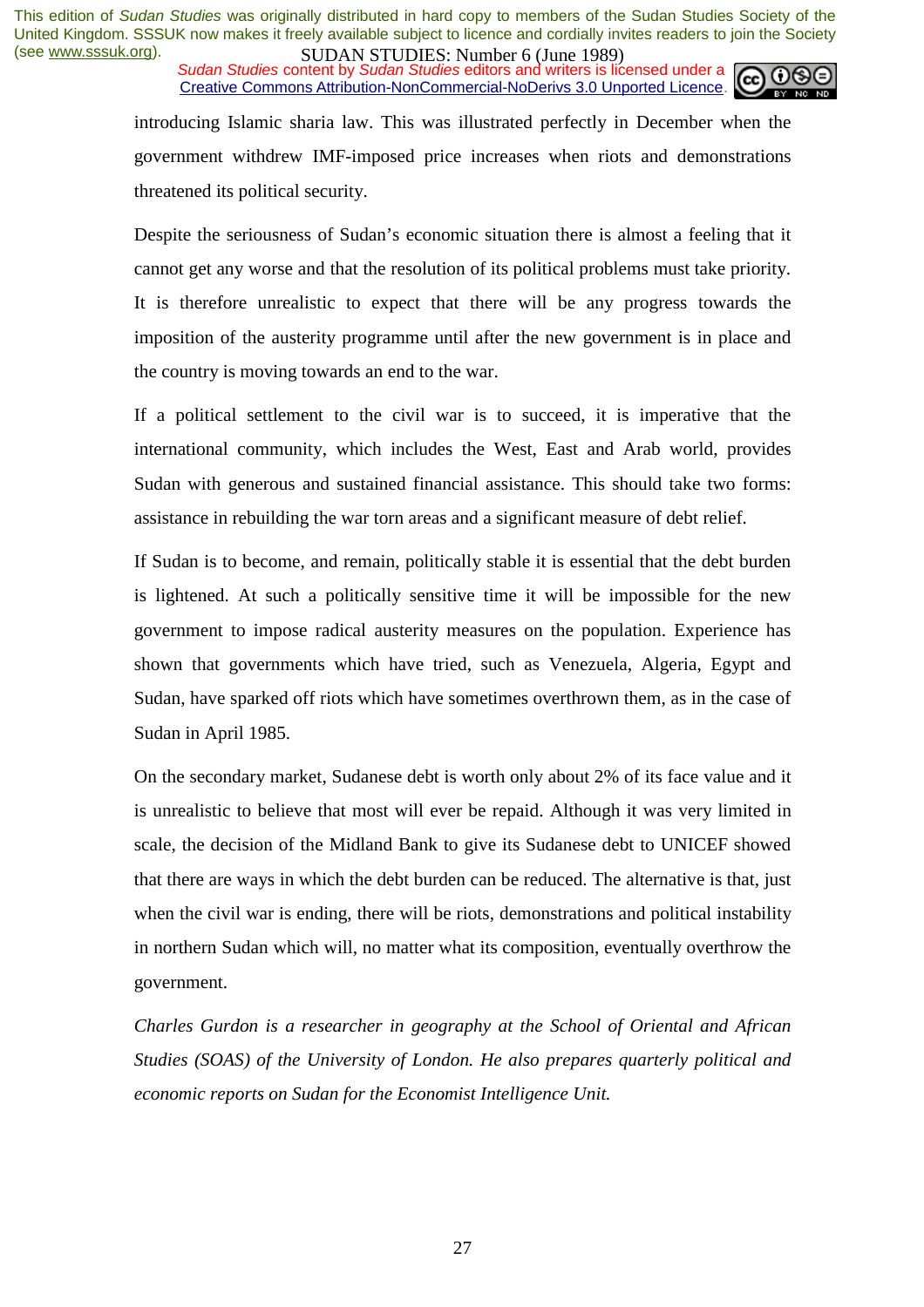introducing Islamic sharia law. This was illustrated perfectly in December when the government withdrew IMF-imposed price increases when riots and demonstrations threatened its political security.

Despite the seriousness of Sudan's economic situation there is almost a feeling that it cannot get any worse and that the resolution of its political problems must take priority. It is therefore unrealistic to expect that there will be any progress towards the imposition of the austerity programme until after the new government is in place and the country is moving towards an end to the war.

If a political settlement to the civil war is to succeed, it is imperative that the international community, which includes the West, East and Arab world, provides Sudan with generous and sustained financial assistance. This should take two forms: assistance in rebuilding the war torn areas and a significant measure of debt relief.

If Sudan is to become, and remain, politically stable it is essential that the debt burden is lightened. At such a politically sensitive time it will be impossible for the new government to impose radical austerity measures on the population. Experience has shown that governments which have tried, such as Venezuela, Algeria, Egypt and Sudan, have sparked off riots which have sometimes overthrown them, as in the case of Sudan in April 1985.

On the secondary market, Sudanese debt is worth only about 2% of its face value and it is unrealistic to believe that most will ever be repaid. Although it was very limited in scale, the decision of the Midland Bank to give its Sudanese debt to UNICEF showed that there are ways in which the debt burden can be reduced. The alternative is that, just when the civil war is ending, there will be riots, demonstrations and political instability in northern Sudan which will, no matter what its composition, eventually overthrow the government.

*Charles Gurdon is a researcher in geography at the School of Oriental and African Studies (SOAS) of the University of London. He also prepares quarterly political and economic reports on Sudan for the Economist Intelligence Unit.*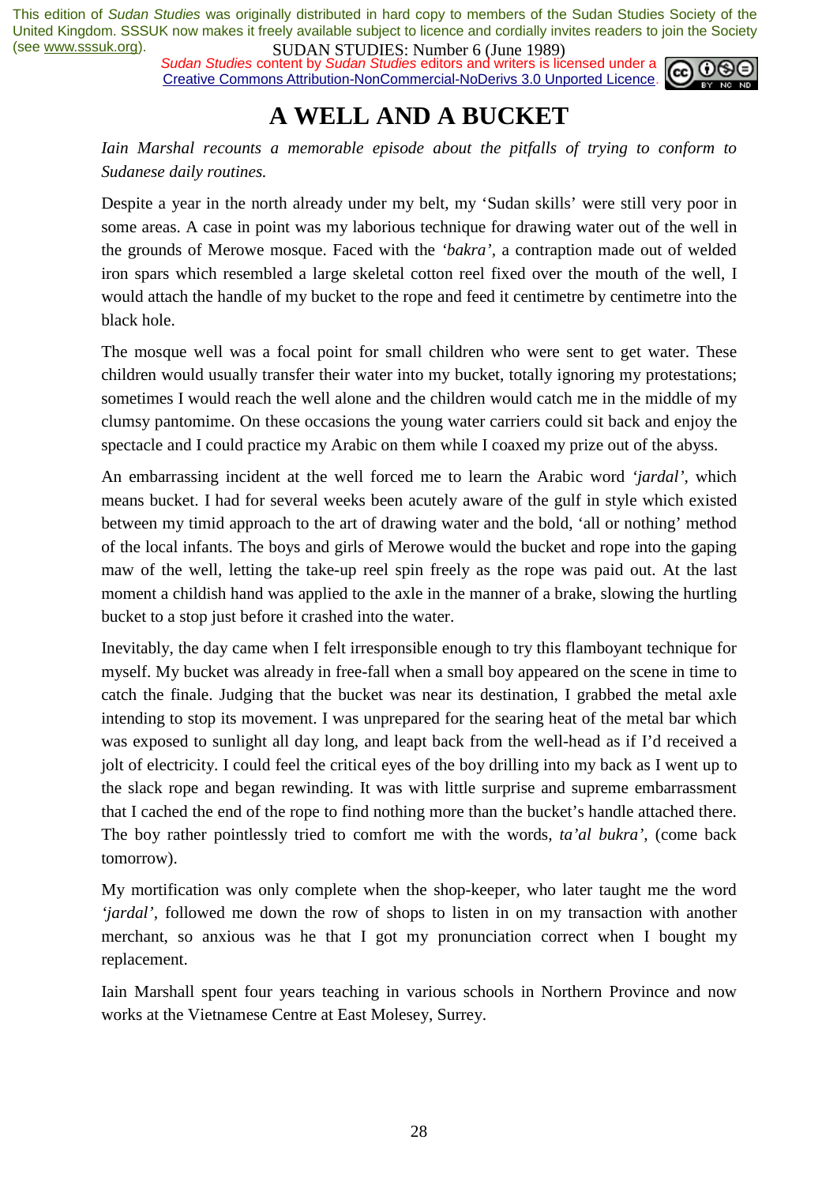This edition of *Sudan Studies* was originally distributed in hard copy to members of the Sudan Studies Society of the United Kingdom. SSSUK now makes it freely available subject to licence and cordially invites readers to join the Society (see www.sssuk.org).

*Sudan Studies* content by *Sudan Studies* editors and writers is licensed under a Creative Commons Attribution-NonCommercial-NoDerivs 3.0 Unported Licence.

# A WELL AND A BUCKET

*Iain Marshal recounts a memorable episode about the pitfalls of trying to conform to Sudanese daily routines.*

Despite a year in the north already under my belt, my 'Sudan skills' were still very poor in some areas. A case in point was my laborious technique for drawing water out of the well in the grounds of Merowe mosque. Faced with the *'bakra'*, a contraption made out of welded iron spars which resembled a large skeletal cotton reel fixed over the mouth of the well, I would attach the handle of my bucket to the rope and feed it centimetre by centimetre into the black hole.

The mosque well was a focal point for small children who were sent to get water. These children would usually transfer their water into my bucket, totally ignoring my protestations; sometimes I would reach the well alone and the children would catch me in the middle of my clumsy pantomime. On these occasions the young water carriers could sit back and enjoy the spectacle and I could practice my Arabic on them while I coaxed my prize out of the abyss.

An embarrassing incident at the well forced me to learn the Arabic word *'jardal'*, which means bucket. I had for several weeks been acutely aware of the gulf in style which existed between my timid approach to the art of drawing water and the bold, 'all or nothing' method of the local infants. The boys and girls of Merowe would the bucket and rope into the gaping maw of the well, letting the take-up reel spin freely as the rope was paid out. At the last moment a childish hand was applied to the axle in the manner of a brake, slowing the hurtling bucket to a stop just before it crashed into the water.

Inevitably, the day came when I felt irresponsible enough to try this flamboyant technique for myself. My bucket was already in free-fall when a small boy appeared on the scene in time to catch the finale. Judging that the bucket was near its destination, I grabbed the metal axle intending to stop its movement. I was unprepared for the searing heat of the metal bar which was exposed to sunlight all day long, and leapt back from the well-head as if I'd received a jolt of electricity. I could feel the critical eyes of the boy drilling into my back as I went up to the slack rope and began rewinding. It was with little surprise and supreme embarrassment that I cached the end of the rope to find nothing more than the bucket's handle attached there. The boy rather pointlessly tried to comfort me with the words, *ta'al bukra'*, (come back tomorrow).

My mortification was only complete when the shop-keeper, who later taught me the word *'jardal'*, followed me down the row of shops to listen in on my transaction with another merchant, so anxious was he that I got my pronunciation correct when I bought my replacement.

Iain Marshall spent four years teaching in various schools in Northern Province and now works at the Vietnamese Centre at East Molesey, Surrey.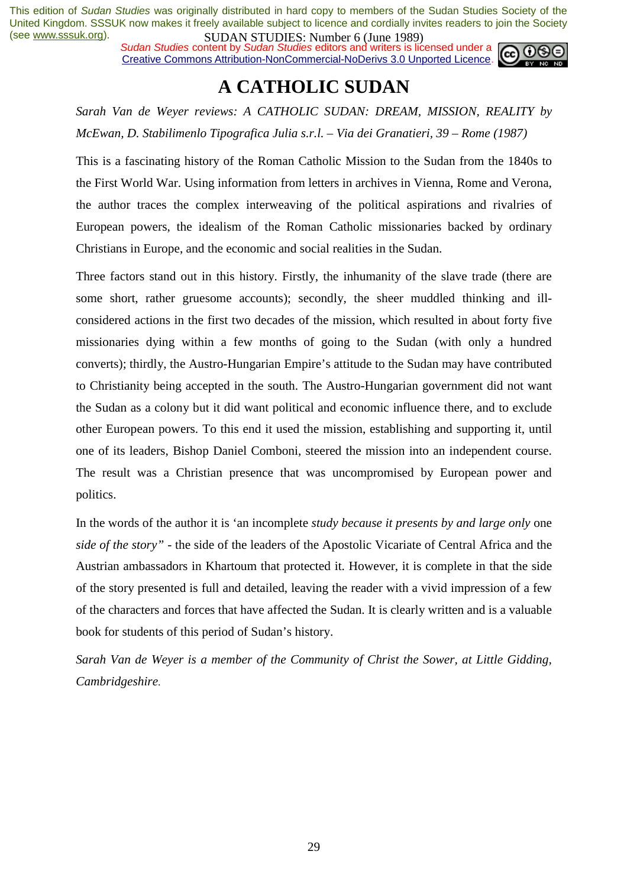# A CATHOLIC SUDAN

*Sarah Van de Weyer reviews: A CATHOLIC SUDAN: DREAM, MISSION, REALITY by McEwan, D. Stabilimenlo Tipografica Julia s.r.l. – Via dei Granatieri, 39 – Rome (1987)*

This is a fascinating history of the Roman Catholic Mission to the Sudan from the 1840s to the First World War. Using information from letters in archives in Vienna, Rome and Verona, the author traces the complex interweaving of the political aspirations and rivalries of European powers, the idealism of the Roman Catholic missionaries backed by ordinary Christians in Europe, and the economic and social realities in the Sudan.

Three factors stand out in this history. Firstly, the inhumanity of the slave trade (there are some short, rather gruesome accounts); secondly, the sheer muddled thinking and ill-considered actions in the first two decades of the mission, which resulted in about forty five missionaries dying within a few months of going to the Sudan (with only a hundred converts); thirdly, the Austro-Hungarian Empire's attitude to the Sudan may have contributed to Christianity being accepted in the south. The Austro-Hungarian government did not want the Sudan as a colony but it did want political and economic influence there, and to exclude other European powers. To this end it used the mission, establishing and supporting it, until one of its leaders, Bishop Daniel Comboni, steered the mission into an independent course. The result was a Christian presence that was uncompromised by European power and politics.

In the words of the author it is 'an incomplete *study because it presents by and large only* one *side of the story"* - the side of the leaders of the Apostolic Vicariate of Central Africa and the Austrian ambassadors in Khartoum that protected it. However, it is complete in that the side of the story presented is full and detailed, leaving the reader with a vivid impression of a few of the characters and forces that have affected the Sudan. It is clearly written and is a valuable book for students of this period of Sudan's history.

*Sarah Van de Weyer is a member of the Community of Christ the Sower, at Little Gidding, Cambridgeshire.*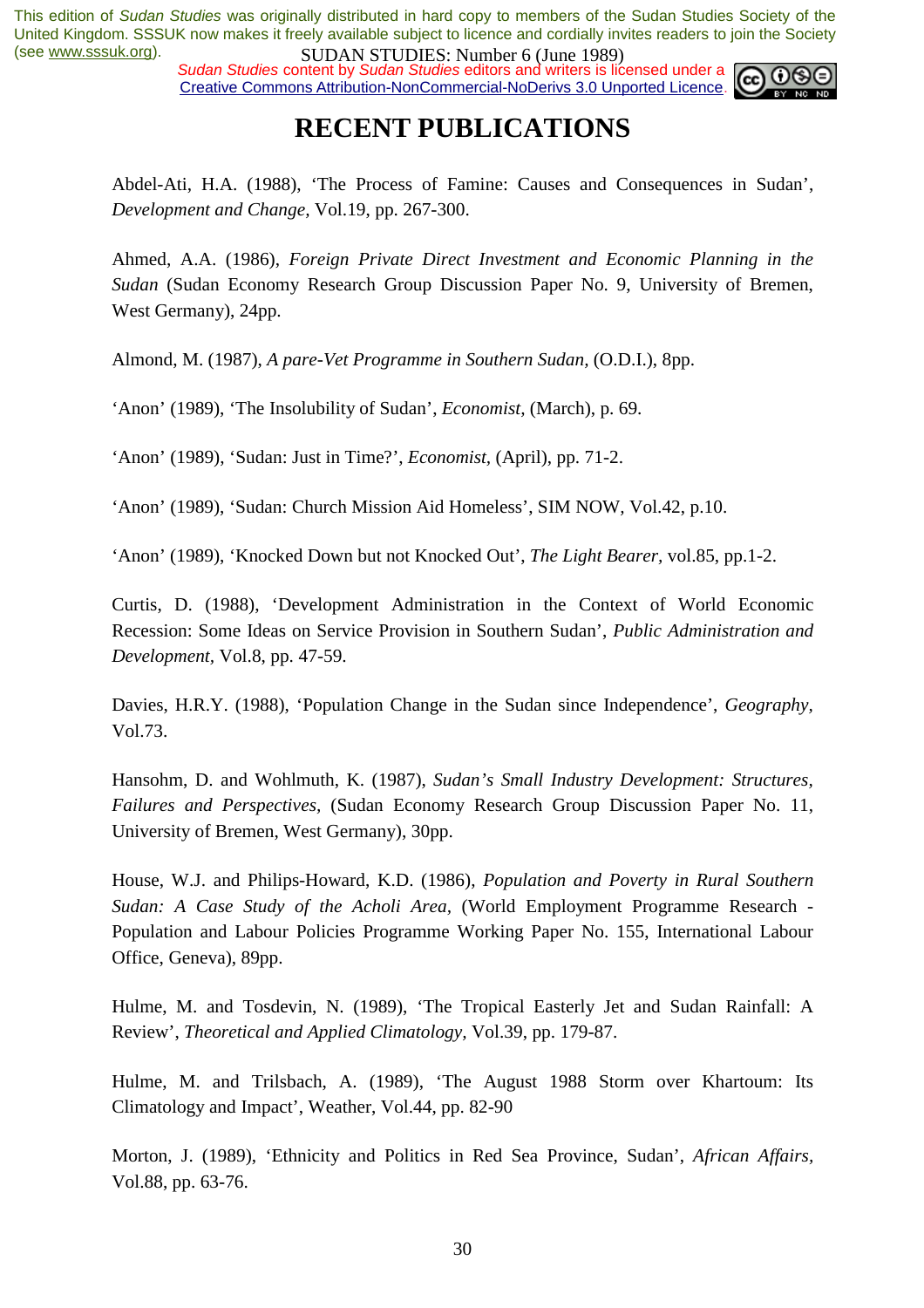# RECENT PUBLICATIONS

Abdel-Ati, H.A. (1988), 'The Process of Famine: Causes and Consequences in Sudan', *Development and Change*, Vol.19, pp. 267-300.

Ahmed, A.A. (1986), *Foreign Private Direct Investment and Economic Planning in the Sudan* (Sudan Economy Research Group Discussion Paper No. 9, University of Bremen, West Germany), 24pp.

Almond, M. (1987), *A pare-Vet Programme in Southern Sudan*, (O.D.I.), 8pp.

'Anon' (1989), 'The Insolubility of Sudan', *Economist*, (March), p. 69.

'Anon' (1989), 'Sudan: Just in Time?', *Economist*, (April), pp. 71-2.

'Anon' (1989), 'Sudan: Church Mission Aid Homeless', SIM NOW, Vol.42, p.10.

'Anon' (1989), 'Knocked Down but not Knocked Out', *The Light Bearer*, vol.85, pp.1-2.

Curtis, D. (1988), 'Development Administration in the Context of World Economic Recession: Some Ideas on Service Provision in Southern Sudan', *Public Administration and Development*, Vol.8, pp. 47-59.

Davies, H.R.Y. (1988), 'Population Change in the Sudan since Independence', *Geography*, Vol.73.

Hansohm, D. and Wohlmuth, K. (1987), *Sudan's Small Industry Development: Structures, Failures and Perspectives*, (Sudan Economy Research Group Discussion Paper No. 11, University of Bremen, West Germany), 30pp.

House, W.J. and Philips-Howard, K.D. (1986), *Population and Poverty in Rural Southern Sudan: A Case Study of the Acholi Area*, (World Employment Programme Research - Population and Labour Policies Programme Working Paper No. 155, International Labour Office, Geneva), 89pp.

Hulme, M. and Tosdevin, N. (1989), 'The Tropical Easterly Jet and Sudan Rainfall: A Review', *Theoretical and Applied Climatology*, Vol.39, pp. 179-87.

Hulme, M. and Trilsbach, A. (1989), 'The August 1988 Storm over Khartoum: Its Climatology and Impact', Weather, Vol.44, pp. 82-90

Morton, J. (1989), 'Ethnicity and Politics in Red Sea Province, Sudan', *African Affairs*, Vol.88, pp. 63-76.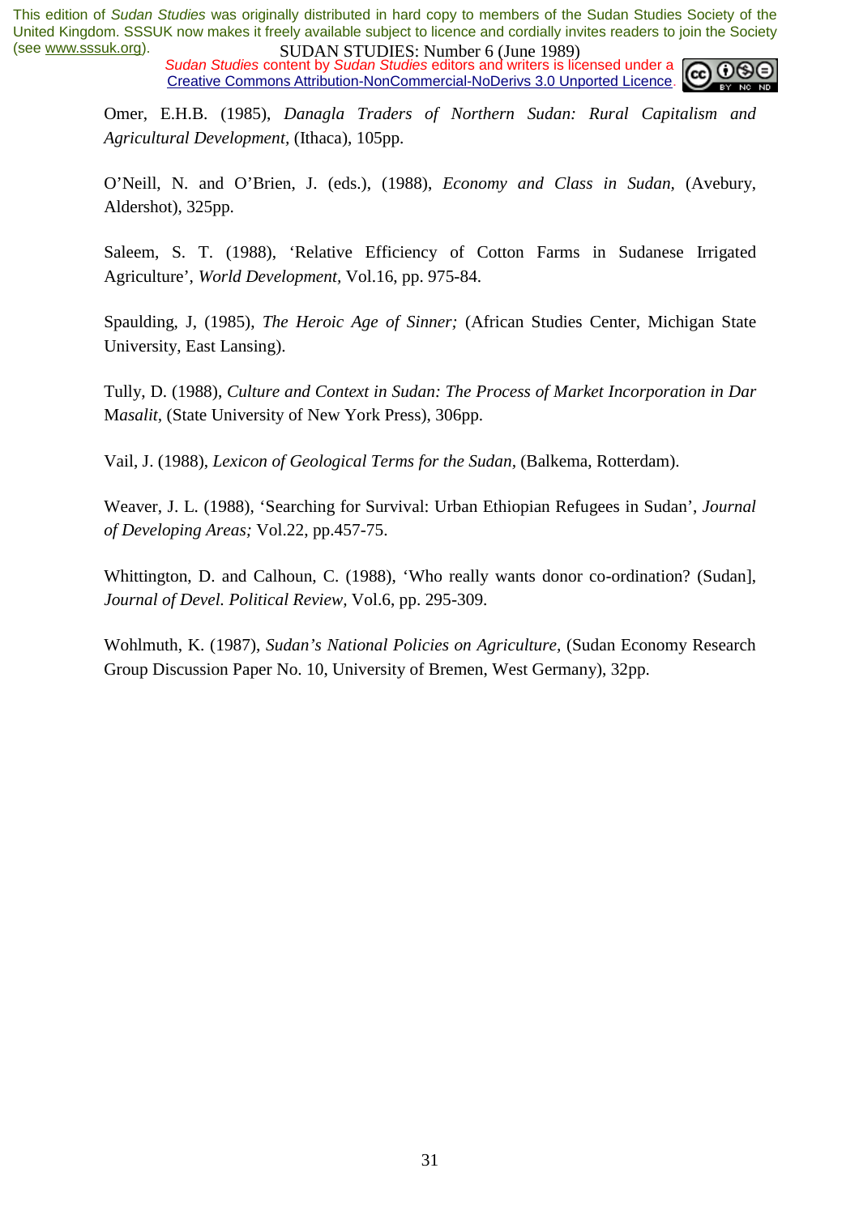Omer, E.H.B. (1985), *Danagla Traders of Northern Sudan: Rural Capitalism and Agricultural Development*, (Ithaca), 105pp.

O'Neill, N. and O'Brien, J. (eds.), (1988), *Economy and Class in Sudan*, (Avebury, Aldershot), 325pp.

Saleem, S. T. (1988), 'Relative Efficiency of Cotton Farms in Sudanese Irrigated Agriculture', *World Development*, Vol.16, pp. 975-84.

Spaulding, J, (1985), *The Heroic Age of Sinner;* (African Studies Center, Michigan State University, East Lansing).

Tully, D. (1988), *Culture and Context in Sudan: The Process of Market Incorporation in Dar Masalit*, (State University of New York Press), 306pp.

Vail, J. (1988), *Lexicon of Geological Terms for the Sudan*, (Balkema, Rotterdam).

Weaver, J. L. (1988), 'Searching for Survival: Urban Ethiopian Refugees in Sudan', *Journal of Developing Areas;* Vol.22, pp.457-75.

Whittington, D. and Calhoun, C. (1988), 'Who really wants donor co-ordination? (Sudan], *Journal of Devel. Political Review*, Vol.6, pp. 295-309.

Wohlmuth, K. (1987), *Sudan's National Policies on Agriculture*, (Sudan Economy Research Group Discussion Paper No. 10, University of Bremen, West Germany), 32pp.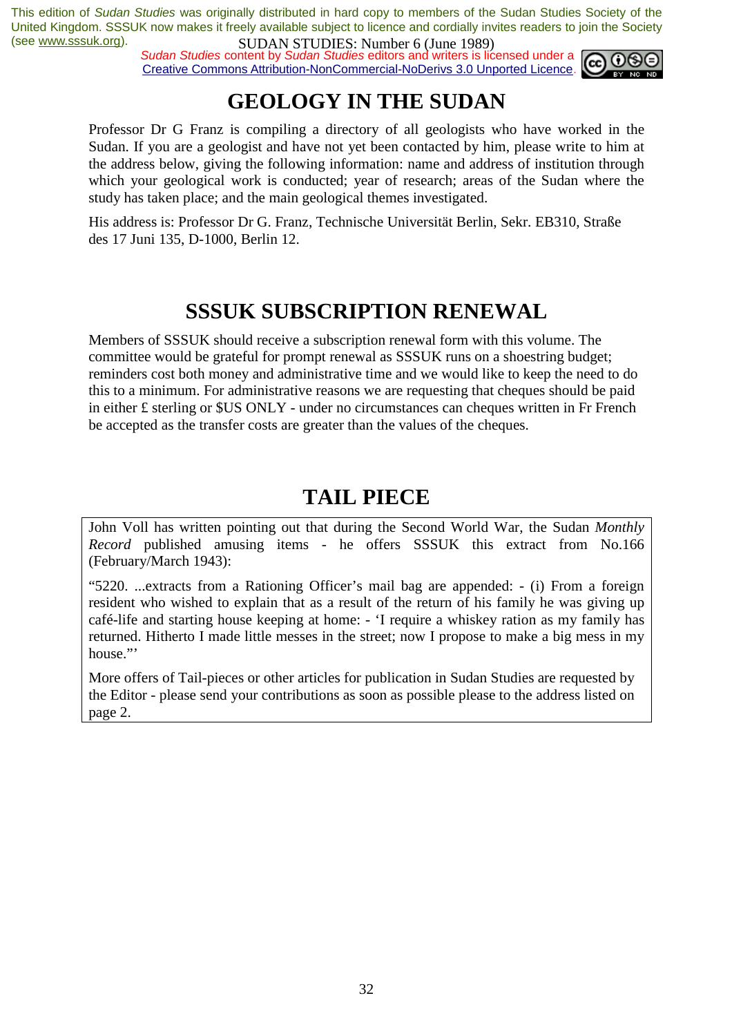# GEOLOGY IN THE SUDAN

Professor Dr G Franz is compiling a directory of all geologists who have worked in the Sudan. If you are a geologist and have not yet been contacted by him, please write to him at the address below, giving the following information: name and address of institution through which your geological work is conducted; year of research; areas of the Sudan where the study has taken place; and the main geological themes investigated.

His address is: Professor Dr G. Franz, Technische Universität Berlin, Sekr. EB310, Straße des 17 Juni 135, D-1000, Berlin 12.

# SSSUK SUBSCRIPTION RENEWAL

Members of SSSUK should receive a subscription renewal form with this volume. The committee would be grateful for prompt renewal as SSSUK runs on a shoestring budget; reminders cost both money and administrative time and we would like to keep the need to do this to a minimum. For administrative reasons we are requesting that cheques should be paid in either £ sterling or $US ONLY - under no circumstances can cheques written in Fr French be accepted as the transfer costs are greater than the values of the cheques.

# TAIL PIECE

John Voll has written pointing out that during the Second World War, the Sudan *Monthly Record* published amusing items - he offers SSSUK this extract from No.166 (February/March 1943):

"5220. ...extracts from a Rationing Officer's mail bag are appended: - (i) From a foreign resident who wished to explain that as a result of the return of his family he was giving up café-life and starting house keeping at home: - 'I require a whiskey ration as my family has returned. Hitherto I made little messes in the street; now I propose to make a big mess in my house."'

More offers of Tail-pieces or other articles for publication in Sudan Studies are requested by the Editor - please send your contributions as soon as possible please to the address listed on page 2.